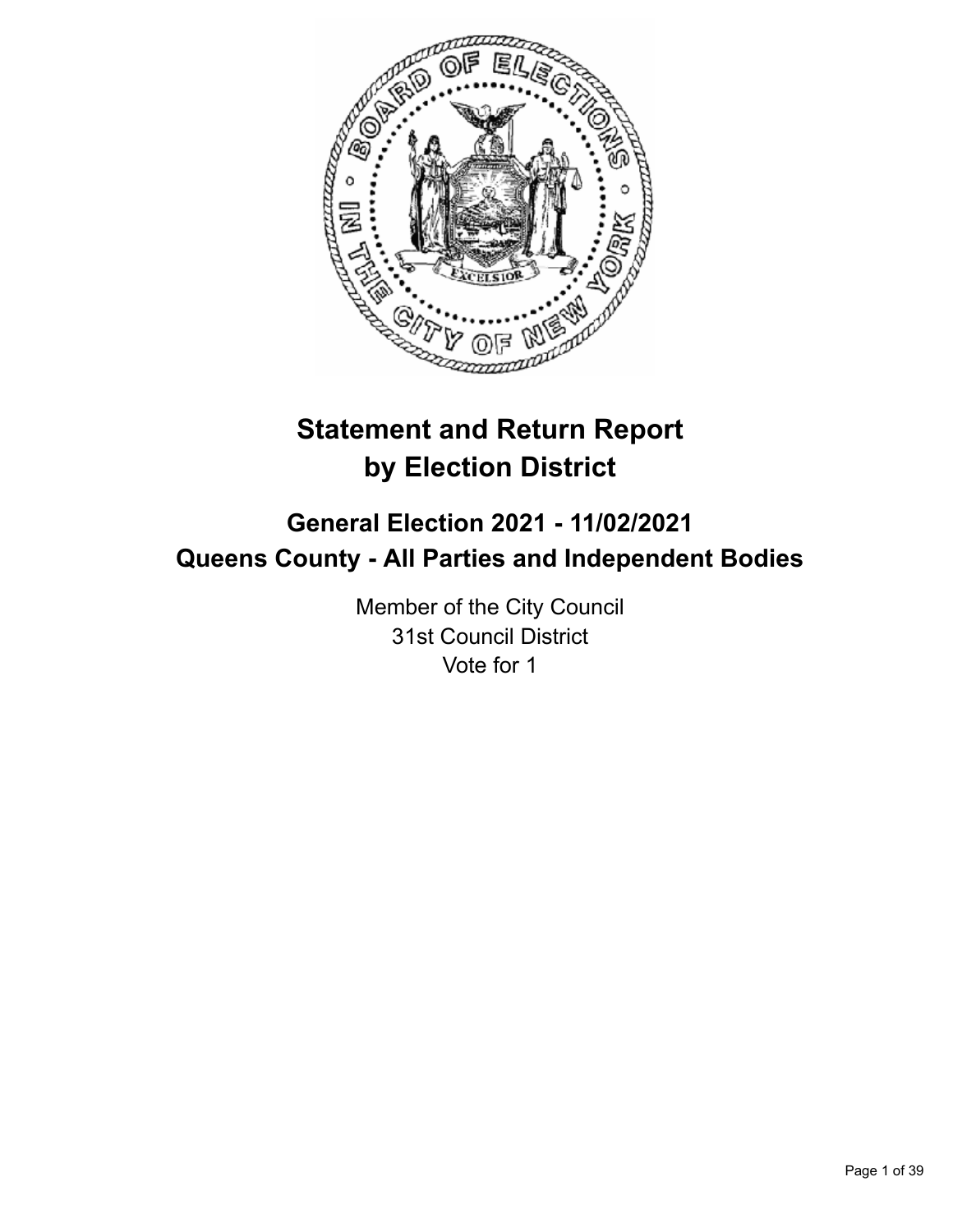# Statement and Return Report by Election District

## General Election 2021 - 11/02/2021
## Queens County - All Parties and Independent Bodies

Member of the City Council
31st Council District
Vote for 1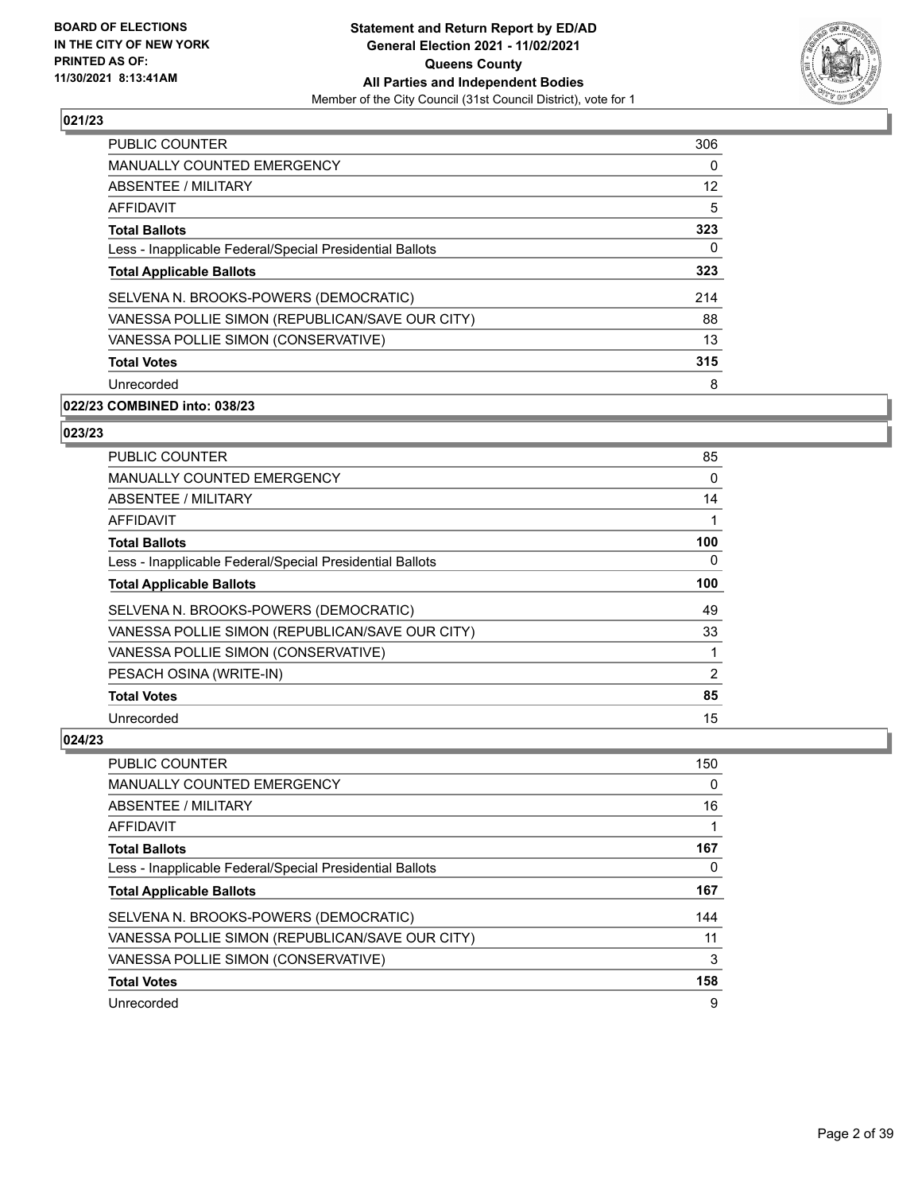## 021/23

| | |
|---|---|
| PUBLIC COUNTER | 306 |
| MANUALLY COUNTED EMERGENCY | 0 |
| ABSENTEE / MILITARY | 12 |
| AFFIDAVIT | 5 |
| **Total Ballots** | **323** |
| Less - Inapplicable Federal/Special Presidential Ballots | 0 |
| **Total Applicable Ballots** | **323** |
| SELVENA N. BROOKS-POWERS (DEMOCRATIC) | 214 |
| VANESSA POLLIE SIMON (REPUBLICAN/SAVE OUR CITY) | 88 |
| VANESSA POLLIE SIMON (CONSERVATIVE) | 13 |
| **Total Votes** | **315** |
| Unrecorded | 8 |

## 022/23 COMBINED into: 038/23

## 023/23

| | |
|---|---|
| PUBLIC COUNTER | 85 |
| MANUALLY COUNTED EMERGENCY | 0 |
| ABSENTEE / MILITARY | 14 |
| AFFIDAVIT | 1 |
| **Total Ballots** | **100** |
| Less - Inapplicable Federal/Special Presidential Ballots | 0 |
| **Total Applicable Ballots** | **100** |
| SELVENA N. BROOKS-POWERS (DEMOCRATIC) | 49 |
| VANESSA POLLIE SIMON (REPUBLICAN/SAVE OUR CITY) | 33 |
| VANESSA POLLIE SIMON (CONSERVATIVE) | 1 |
| PESACH OSINA (WRITE-IN) | 2 |
| **Total Votes** | **85** |
| Unrecorded | 15 |

## 024/23

| | |
|---|---|
| PUBLIC COUNTER | 150 |
| MANUALLY COUNTED EMERGENCY | 0 |
| ABSENTEE / MILITARY | 16 |
| AFFIDAVIT | 1 |
| **Total Ballots** | **167** |
| Less - Inapplicable Federal/Special Presidential Ballots | 0 |
| **Total Applicable Ballots** | **167** |
| SELVENA N. BROOKS-POWERS (DEMOCRATIC) | 144 |
| VANESSA POLLIE SIMON (REPUBLICAN/SAVE OUR CITY) | 11 |
| VANESSA POLLIE SIMON (CONSERVATIVE) | 3 |
| **Total Votes** | **158** |
| Unrecorded | 9 |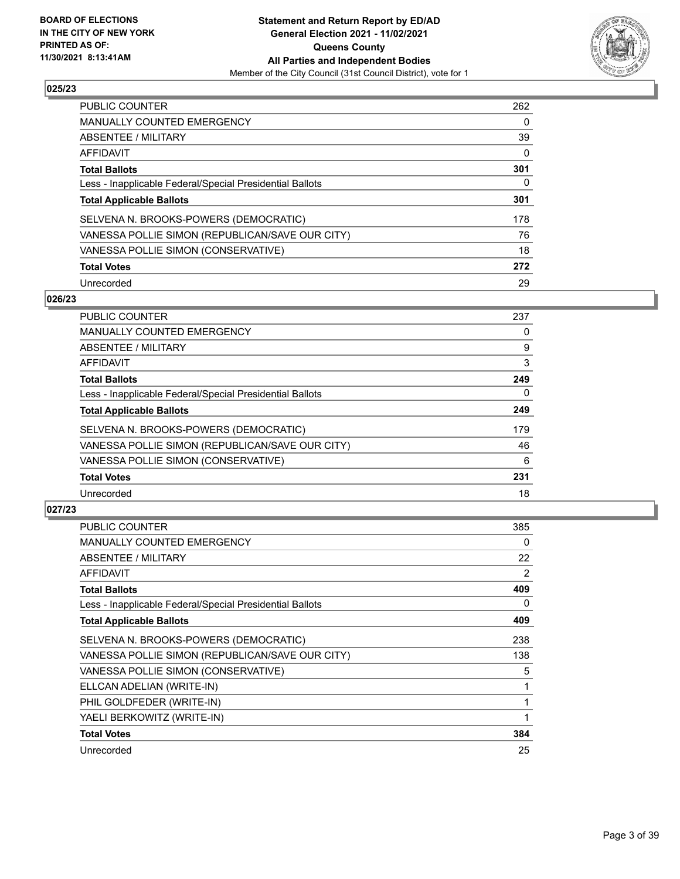## 025/23

| | |
|---|---|
| PUBLIC COUNTER | 262 |
| MANUALLY COUNTED EMERGENCY | 0 |
| ABSENTEE / MILITARY | 39 |
| AFFIDAVIT | 0 |
| **Total Ballots** | **301** |
| Less - Inapplicable Federal/Special Presidential Ballots | 0 |
| **Total Applicable Ballots** | **301** |
| SELVENA N. BROOKS-POWERS (DEMOCRATIC) | 178 |
| VANESSA POLLIE SIMON (REPUBLICAN/SAVE OUR CITY) | 76 |
| VANESSA POLLIE SIMON (CONSERVATIVE) | 18 |
| **Total Votes** | **272** |
| Unrecorded | 29 |

## 026/23

| | |
|---|---|
| PUBLIC COUNTER | 237 |
| MANUALLY COUNTED EMERGENCY | 0 |
| ABSENTEE / MILITARY | 9 |
| AFFIDAVIT | 3 |
| **Total Ballots** | **249** |
| Less - Inapplicable Federal/Special Presidential Ballots | 0 |
| **Total Applicable Ballots** | **249** |
| SELVENA N. BROOKS-POWERS (DEMOCRATIC) | 179 |
| VANESSA POLLIE SIMON (REPUBLICAN/SAVE OUR CITY) | 46 |
| VANESSA POLLIE SIMON (CONSERVATIVE) | 6 |
| **Total Votes** | **231** |
| Unrecorded | 18 |

## 027/23

| | |
|---|---|
| PUBLIC COUNTER | 385 |
| MANUALLY COUNTED EMERGENCY | 0 |
| ABSENTEE / MILITARY | 22 |
| AFFIDAVIT | 2 |
| **Total Ballots** | **409** |
| Less - Inapplicable Federal/Special Presidential Ballots | 0 |
| **Total Applicable Ballots** | **409** |
| SELVENA N. BROOKS-POWERS (DEMOCRATIC) | 238 |
| VANESSA POLLIE SIMON (REPUBLICAN/SAVE OUR CITY) | 138 |
| VANESSA POLLIE SIMON (CONSERVATIVE) | 5 |
| ELLCAN ADELIAN (WRITE-IN) | 1 |
| PHIL GOLDFEDER (WRITE-IN) | 1 |
| YAELI BERKOWITZ (WRITE-IN) | 1 |
| **Total Votes** | **384** |
| Unrecorded | 25 |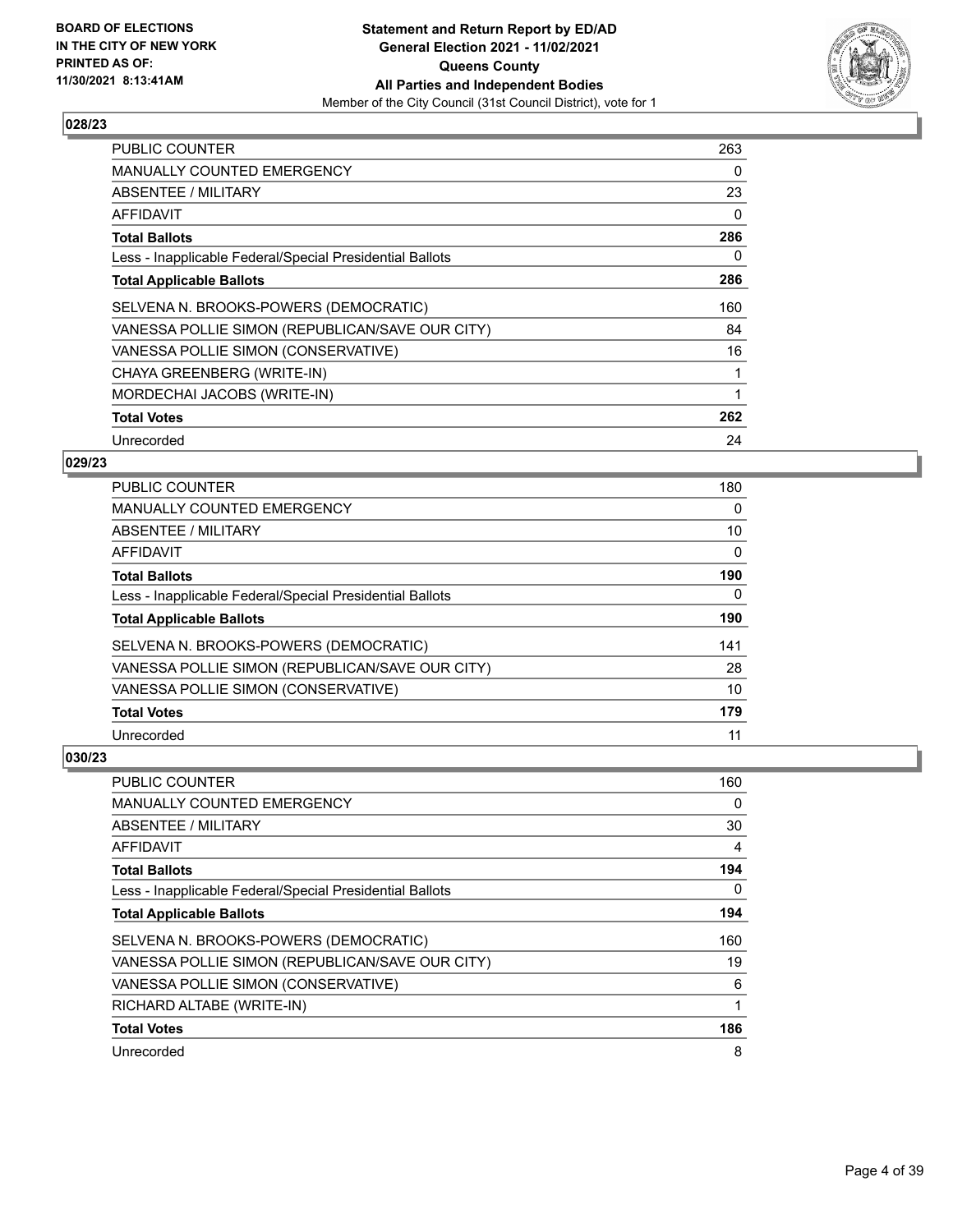## 028/23

| | |
|---|---|
| PUBLIC COUNTER | 263 |
| MANUALLY COUNTED EMERGENCY | 0 |
| ABSENTEE / MILITARY | 23 |
| AFFIDAVIT | 0 |
| **Total Ballots** | **286** |
| Less - Inapplicable Federal/Special Presidential Ballots | 0 |
| **Total Applicable Ballots** | **286** |
| SELVENA N. BROOKS-POWERS (DEMOCRATIC) | 160 |
| VANESSA POLLIE SIMON (REPUBLICAN/SAVE OUR CITY) | 84 |
| VANESSA POLLIE SIMON (CONSERVATIVE) | 16 |
| CHAYA GREENBERG (WRITE-IN) | 1 |
| MORDECHAI JACOBS (WRITE-IN) | 1 |
| **Total Votes** | **262** |
| Unrecorded | 24 |

## 029/23

| | |
|---|---|
| PUBLIC COUNTER | 180 |
| MANUALLY COUNTED EMERGENCY | 0 |
| ABSENTEE / MILITARY | 10 |
| AFFIDAVIT | 0 |
| **Total Ballots** | **190** |
| Less - Inapplicable Federal/Special Presidential Ballots | 0 |
| **Total Applicable Ballots** | **190** |
| SELVENA N. BROOKS-POWERS (DEMOCRATIC) | 141 |
| VANESSA POLLIE SIMON (REPUBLICAN/SAVE OUR CITY) | 28 |
| VANESSA POLLIE SIMON (CONSERVATIVE) | 10 |
| **Total Votes** | **179** |
| Unrecorded | 11 |

## 030/23

| | |
|---|---|
| PUBLIC COUNTER | 160 |
| MANUALLY COUNTED EMERGENCY | 0 |
| ABSENTEE / MILITARY | 30 |
| AFFIDAVIT | 4 |
| **Total Ballots** | **194** |
| Less - Inapplicable Federal/Special Presidential Ballots | 0 |
| **Total Applicable Ballots** | **194** |
| SELVENA N. BROOKS-POWERS (DEMOCRATIC) | 160 |
| VANESSA POLLIE SIMON (REPUBLICAN/SAVE OUR CITY) | 19 |
| VANESSA POLLIE SIMON (CONSERVATIVE) | 6 |
| RICHARD ALTABE (WRITE-IN) | 1 |
| **Total Votes** | **186** |
| Unrecorded | 8 |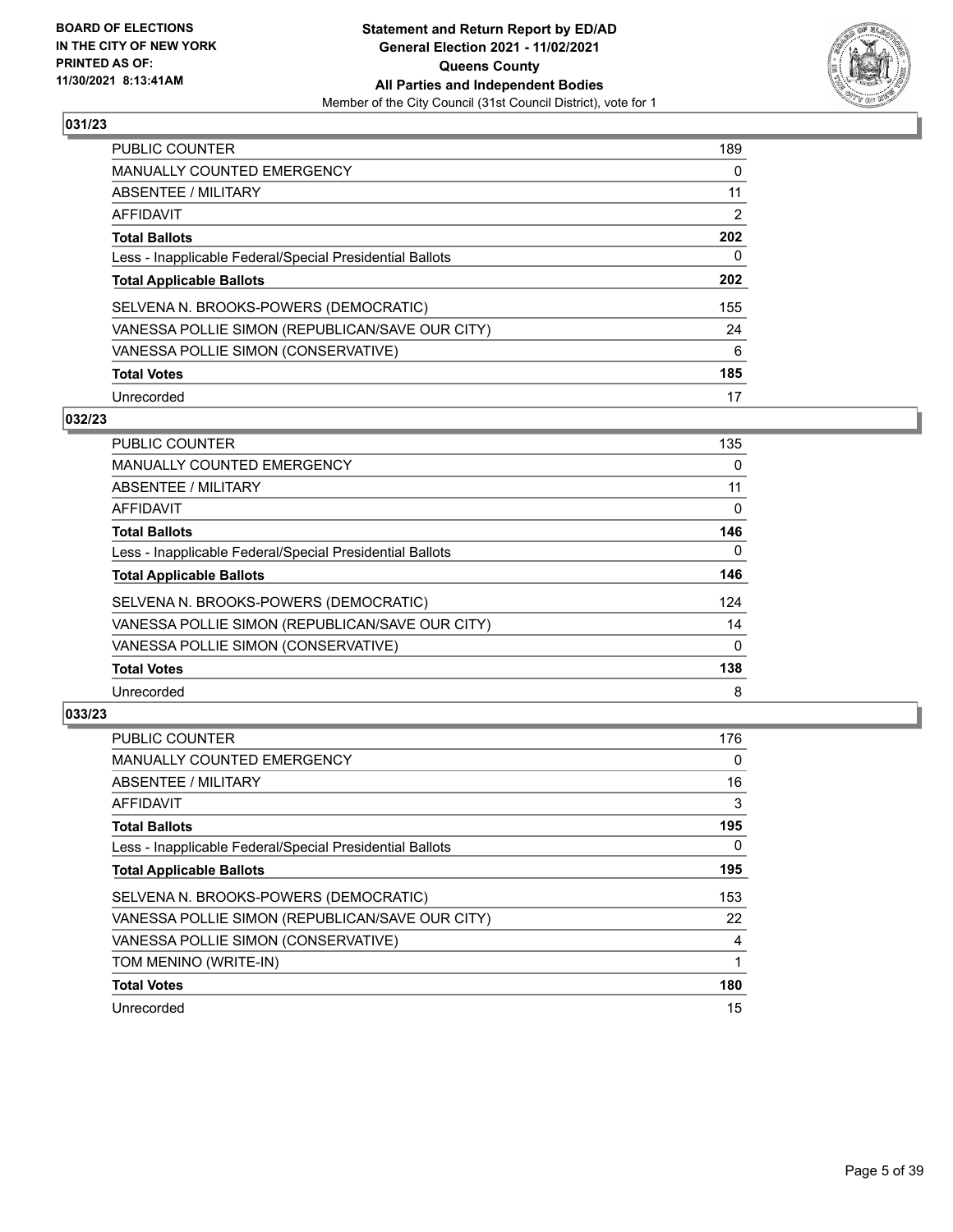**BOARD OF ELECTIONS IN THE CITY OF NEW YORK PRINTED AS OF: 11/30/2021 8:13:41AM**

**Statement and Return Report by ED/AD General Election 2021 - 11/02/2021 Queens County All Parties and Independent Bodies**

Member of the City Council (31st Council District), vote for 1

### 031/23

| | |
|---|---|
| PUBLIC COUNTER | 189 |
| MANUALLY COUNTED EMERGENCY | 0 |
| ABSENTEE / MILITARY | 11 |
| AFFIDAVIT | 2 |
| **Total Ballots** | **202** |
| Less - Inapplicable Federal/Special Presidential Ballots | 0 |
| **Total Applicable Ballots** | **202** |
| SELVENA N. BROOKS-POWERS (DEMOCRATIC) | 155 |
| VANESSA POLLIE SIMON (REPUBLICAN/SAVE OUR CITY) | 24 |
| VANESSA POLLIE SIMON (CONSERVATIVE) | 6 |
| **Total Votes** | **185** |
| Unrecorded | 17 |

### 032/23

| | |
|---|---|
| PUBLIC COUNTER | 135 |
| MANUALLY COUNTED EMERGENCY | 0 |
| ABSENTEE / MILITARY | 11 |
| AFFIDAVIT | 0 |
| **Total Ballots** | **146** |
| Less - Inapplicable Federal/Special Presidential Ballots | 0 |
| **Total Applicable Ballots** | **146** |
| SELVENA N. BROOKS-POWERS (DEMOCRATIC) | 124 |
| VANESSA POLLIE SIMON (REPUBLICAN/SAVE OUR CITY) | 14 |
| VANESSA POLLIE SIMON (CONSERVATIVE) | 0 |
| **Total Votes** | **138** |
| Unrecorded | 8 |

### 033/23

| | |
|---|---|
| PUBLIC COUNTER | 176 |
| MANUALLY COUNTED EMERGENCY | 0 |
| ABSENTEE / MILITARY | 16 |
| AFFIDAVIT | 3 |
| **Total Ballots** | **195** |
| Less - Inapplicable Federal/Special Presidential Ballots | 0 |
| **Total Applicable Ballots** | **195** |
| SELVENA N. BROOKS-POWERS (DEMOCRATIC) | 153 |
| VANESSA POLLIE SIMON (REPUBLICAN/SAVE OUR CITY) | 22 |
| VANESSA POLLIE SIMON (CONSERVATIVE) | 4 |
| TOM MENINO (WRITE-IN) | 1 |
| **Total Votes** | **180** |
| Unrecorded | 15 |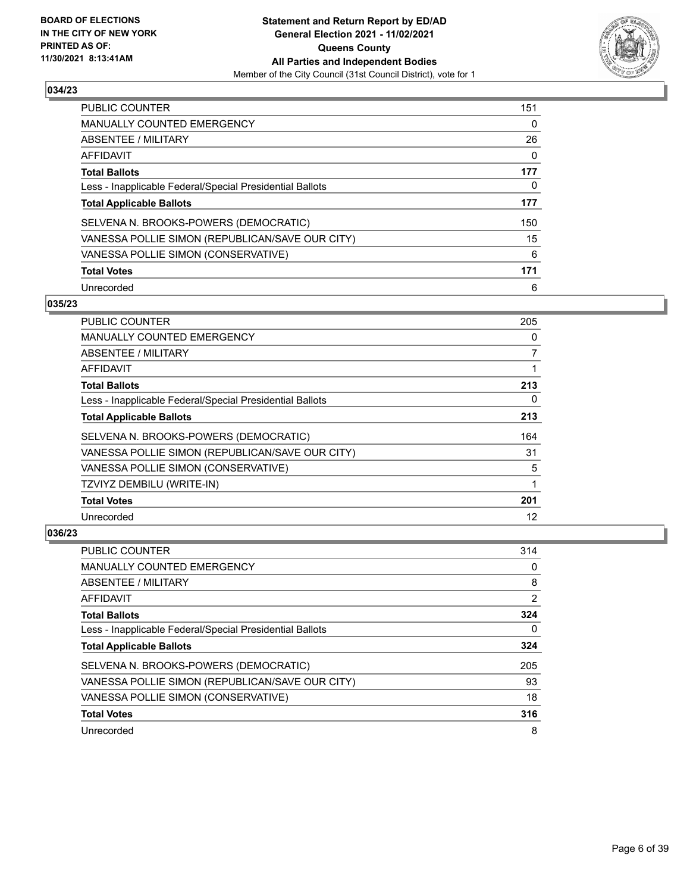**BOARD OF ELECTIONS IN THE CITY OF NEW YORK PRINTED AS OF: 11/30/2021 8:13:41AM**

**Statement and Return Report by ED/AD General Election 2021 - 11/02/2021 Queens County All Parties and Independent Bodies**

Member of the City Council (31st Council District), vote for 1

## 034/23

| | |
|---|---|
| PUBLIC COUNTER | 151 |
| MANUALLY COUNTED EMERGENCY | 0 |
| ABSENTEE / MILITARY | 26 |
| AFFIDAVIT | 0 |
| **Total Ballots** | **177** |
| Less - Inapplicable Federal/Special Presidential Ballots | 0 |
| **Total Applicable Ballots** | **177** |
| SELVENA N. BROOKS-POWERS (DEMOCRATIC) | 150 |
| VANESSA POLLIE SIMON (REPUBLICAN/SAVE OUR CITY) | 15 |
| VANESSA POLLIE SIMON (CONSERVATIVE) | 6 |
| **Total Votes** | **171** |
| Unrecorded | 6 |

## 035/23

| | |
|---|---|
| PUBLIC COUNTER | 205 |
| MANUALLY COUNTED EMERGENCY | 0 |
| ABSENTEE / MILITARY | 7 |
| AFFIDAVIT | 1 |
| **Total Ballots** | **213** |
| Less - Inapplicable Federal/Special Presidential Ballots | 0 |
| **Total Applicable Ballots** | **213** |
| SELVENA N. BROOKS-POWERS (DEMOCRATIC) | 164 |
| VANESSA POLLIE SIMON (REPUBLICAN/SAVE OUR CITY) | 31 |
| VANESSA POLLIE SIMON (CONSERVATIVE) | 5 |
| TZVIYZ DEMBILU (WRITE-IN) | 1 |
| **Total Votes** | **201** |
| Unrecorded | 12 |

## 036/23

| | |
|---|---|
| PUBLIC COUNTER | 314 |
| MANUALLY COUNTED EMERGENCY | 0 |
| ABSENTEE / MILITARY | 8 |
| AFFIDAVIT | 2 |
| **Total Ballots** | **324** |
| Less - Inapplicable Federal/Special Presidential Ballots | 0 |
| **Total Applicable Ballots** | **324** |
| SELVENA N. BROOKS-POWERS (DEMOCRATIC) | 205 |
| VANESSA POLLIE SIMON (REPUBLICAN/SAVE OUR CITY) | 93 |
| VANESSA POLLIE SIMON (CONSERVATIVE) | 18 |
| **Total Votes** | **316** |
| Unrecorded | 8 |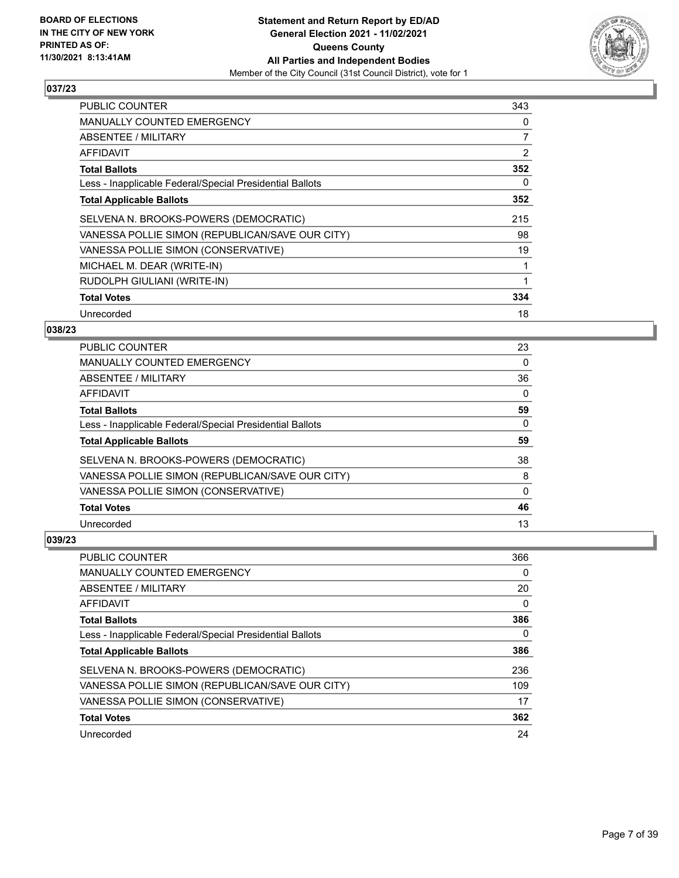**BOARD OF ELECTIONS IN THE CITY OF NEW YORK PRINTED AS OF: 11/30/2021 8:13:41AM**

**Statement and Return Report by ED/AD General Election 2021 - 11/02/2021 Queens County All Parties and Independent Bodies**

Member of the City Council (31st Council District), vote for 1

## 037/23

| | |
|---|---|
| PUBLIC COUNTER | 343 |
| MANUALLY COUNTED EMERGENCY | 0 |
| ABSENTEE / MILITARY | 7 |
| AFFIDAVIT | 2 |
| **Total Ballots** | **352** |
| Less - Inapplicable Federal/Special Presidential Ballots | 0 |
| **Total Applicable Ballots** | **352** |
| SELVENA N. BROOKS-POWERS (DEMOCRATIC) | 215 |
| VANESSA POLLIE SIMON (REPUBLICAN/SAVE OUR CITY) | 98 |
| VANESSA POLLIE SIMON (CONSERVATIVE) | 19 |
| MICHAEL M. DEAR (WRITE-IN) | 1 |
| RUDOLPH GIULIANI (WRITE-IN) | 1 |
| **Total Votes** | **334** |
| Unrecorded | 18 |

## 038/23

| | |
|---|---|
| PUBLIC COUNTER | 23 |
| MANUALLY COUNTED EMERGENCY | 0 |
| ABSENTEE / MILITARY | 36 |
| AFFIDAVIT | 0 |
| **Total Ballots** | **59** |
| Less - Inapplicable Federal/Special Presidential Ballots | 0 |
| **Total Applicable Ballots** | **59** |
| SELVENA N. BROOKS-POWERS (DEMOCRATIC) | 38 |
| VANESSA POLLIE SIMON (REPUBLICAN/SAVE OUR CITY) | 8 |
| VANESSA POLLIE SIMON (CONSERVATIVE) | 0 |
| **Total Votes** | **46** |
| Unrecorded | 13 |

## 039/23

| | |
|---|---|
| PUBLIC COUNTER | 366 |
| MANUALLY COUNTED EMERGENCY | 0 |
| ABSENTEE / MILITARY | 20 |
| AFFIDAVIT | 0 |
| **Total Ballots** | **386** |
| Less - Inapplicable Federal/Special Presidential Ballots | 0 |
| **Total Applicable Ballots** | **386** |
| SELVENA N. BROOKS-POWERS (DEMOCRATIC) | 236 |
| VANESSA POLLIE SIMON (REPUBLICAN/SAVE OUR CITY) | 109 |
| VANESSA POLLIE SIMON (CONSERVATIVE) | 17 |
| **Total Votes** | **362** |
| Unrecorded | 24 |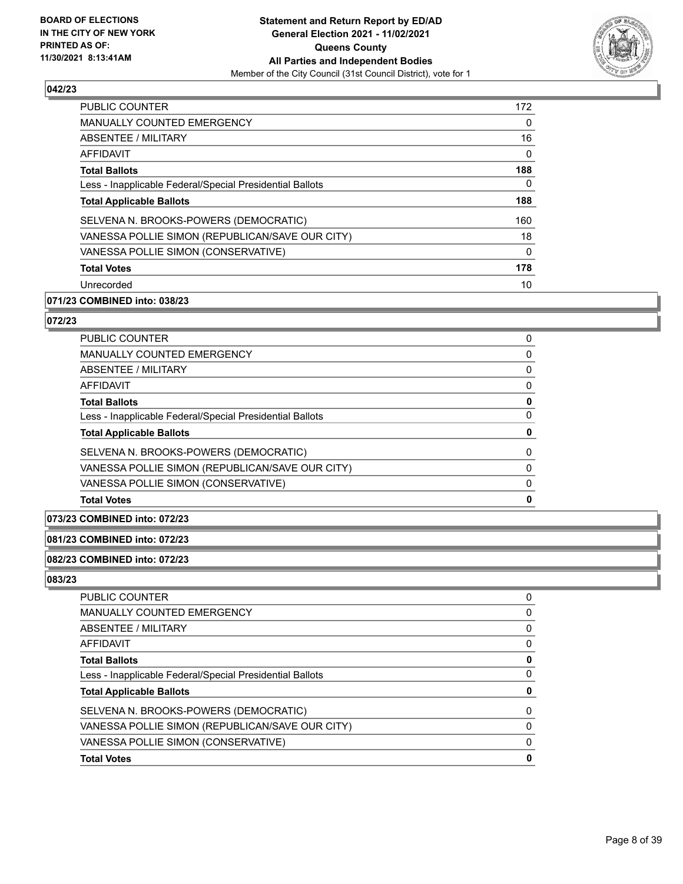### 042/23

| | |
|---|---|
| PUBLIC COUNTER | 172 |
| MANUALLY COUNTED EMERGENCY | 0 |
| ABSENTEE / MILITARY | 16 |
| AFFIDAVIT | 0 |
| **Total Ballots** | **188** |
| Less - Inapplicable Federal/Special Presidential Ballots | 0 |
| **Total Applicable Ballots** | **188** |
| SELVENA N. BROOKS-POWERS (DEMOCRATIC) | 160 |
| VANESSA POLLIE SIMON (REPUBLICAN/SAVE OUR CITY) | 18 |
| VANESSA POLLIE SIMON (CONSERVATIVE) | 0 |
| **Total Votes** | **178** |
| Unrecorded | 10 |

### 071/23 COMBINED into: 038/23

### 072/23

| | |
|---|---|
| PUBLIC COUNTER | 0 |
| MANUALLY COUNTED EMERGENCY | 0 |
| ABSENTEE / MILITARY | 0 |
| AFFIDAVIT | 0 |
| **Total Ballots** | **0** |
| Less - Inapplicable Federal/Special Presidential Ballots | 0 |
| **Total Applicable Ballots** | **0** |
| SELVENA N. BROOKS-POWERS (DEMOCRATIC) | 0 |
| VANESSA POLLIE SIMON (REPUBLICAN/SAVE OUR CITY) | 0 |
| VANESSA POLLIE SIMON (CONSERVATIVE) | 0 |
| **Total Votes** | **0** |

### 073/23 COMBINED into: 072/23

### 081/23 COMBINED into: 072/23

### 082/23 COMBINED into: 072/23

### 083/23

| | |
|---|---|
| PUBLIC COUNTER | 0 |
| MANUALLY COUNTED EMERGENCY | 0 |
| ABSENTEE / MILITARY | 0 |
| AFFIDAVIT | 0 |
| **Total Ballots** | **0** |
| Less - Inapplicable Federal/Special Presidential Ballots | 0 |
| **Total Applicable Ballots** | **0** |
| SELVENA N. BROOKS-POWERS (DEMOCRATIC) | 0 |
| VANESSA POLLIE SIMON (REPUBLICAN/SAVE OUR CITY) | 0 |
| VANESSA POLLIE SIMON (CONSERVATIVE) | 0 |
| **Total Votes** | **0** |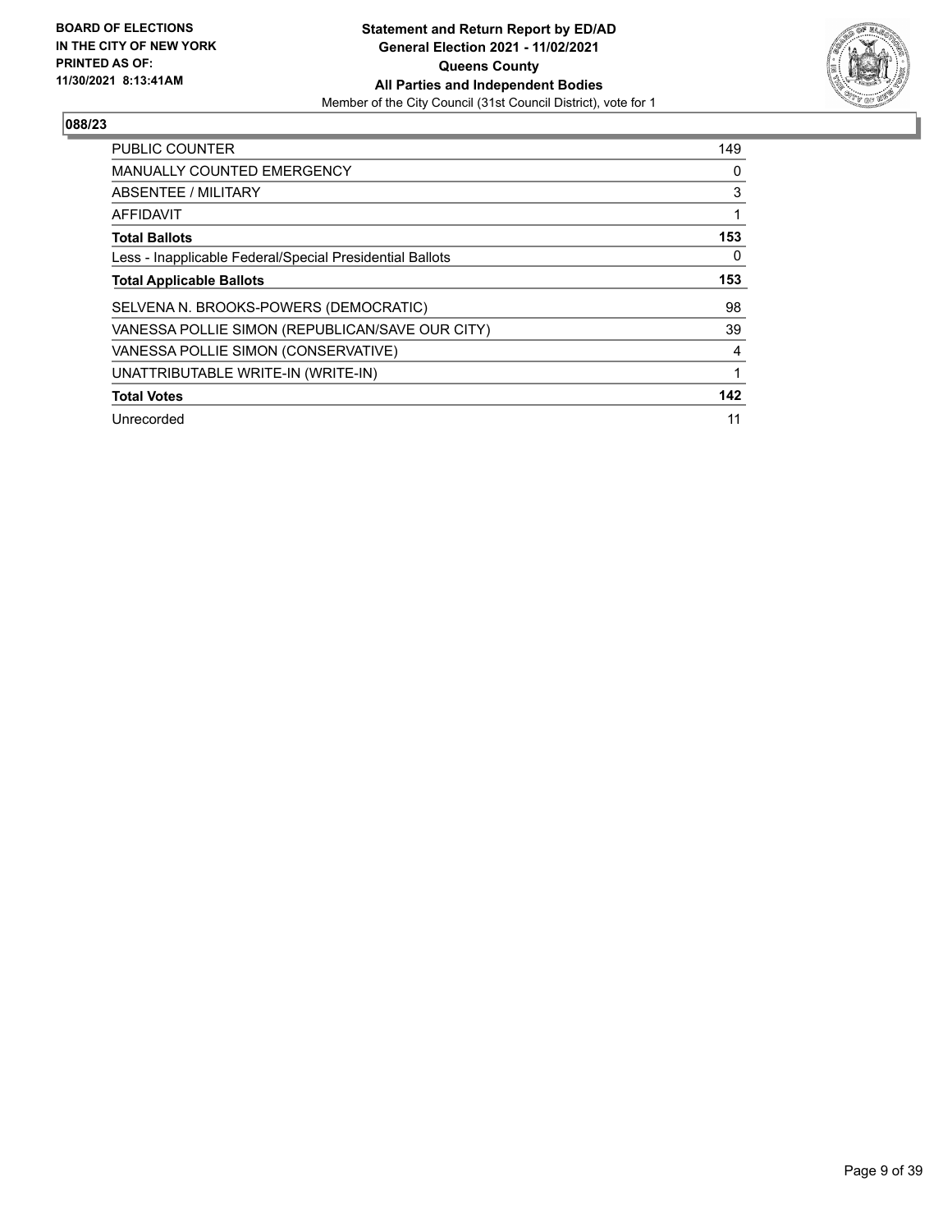**BOARD OF ELECTIONS IN THE CITY OF NEW YORK PRINTED AS OF: 11/30/2021 8:13:41AM**

**Statement and Return Report by ED/AD General Election 2021 - 11/02/2021 Queens County All Parties and Independent Bodies**

Member of the City Council (31st Council District), vote for 1

## 088/23

| | |
|---|---|
| PUBLIC COUNTER | 149 |
| MANUALLY COUNTED EMERGENCY | 0 |
| ABSENTEE / MILITARY | 3 |
| AFFIDAVIT | 1 |
| **Total Ballots** | **153** |
| Less - Inapplicable Federal/Special Presidential Ballots | 0 |
| **Total Applicable Ballots** | **153** |
| SELVENA N. BROOKS-POWERS (DEMOCRATIC) | 98 |
| VANESSA POLLIE SIMON (REPUBLICAN/SAVE OUR CITY) | 39 |
| VANESSA POLLIE SIMON (CONSERVATIVE) | 4 |
| UNATTRIBUTABLE WRITE-IN (WRITE-IN) | 1 |
| **Total Votes** | **142** |
| Unrecorded | 11 |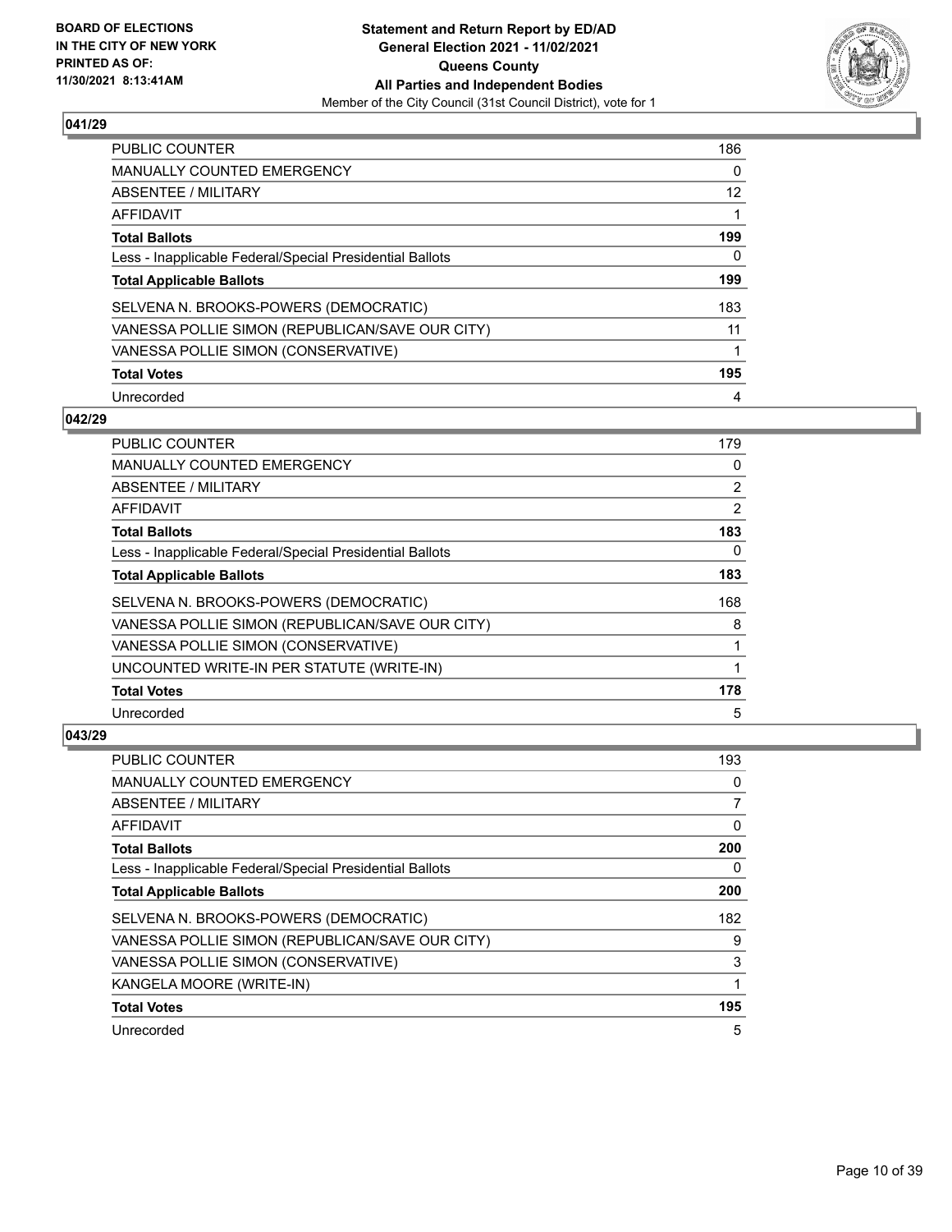**BOARD OF ELECTIONS IN THE CITY OF NEW YORK PRINTED AS OF: 11/30/2021 8:13:41AM**

**Statement and Return Report by ED/AD General Election 2021 - 11/02/2021 Queens County All Parties and Independent Bodies**
Member of the City Council (31st Council District), vote for 1

### 041/29

| | |
|---|---|
| PUBLIC COUNTER | 186 |
| MANUALLY COUNTED EMERGENCY | 0 |
| ABSENTEE / MILITARY | 12 |
| AFFIDAVIT | 1 |
| **Total Ballots** | **199** |
| Less - Inapplicable Federal/Special Presidential Ballots | 0 |
| **Total Applicable Ballots** | **199** |
| SELVENA N. BROOKS-POWERS (DEMOCRATIC) | 183 |
| VANESSA POLLIE SIMON (REPUBLICAN/SAVE OUR CITY) | 11 |
| VANESSA POLLIE SIMON (CONSERVATIVE) | 1 |
| **Total Votes** | **195** |
| Unrecorded | 4 |

### 042/29

| | |
|---|---|
| PUBLIC COUNTER | 179 |
| MANUALLY COUNTED EMERGENCY | 0 |
| ABSENTEE / MILITARY | 2 |
| AFFIDAVIT | 2 |
| **Total Ballots** | **183** |
| Less - Inapplicable Federal/Special Presidential Ballots | 0 |
| **Total Applicable Ballots** | **183** |
| SELVENA N. BROOKS-POWERS (DEMOCRATIC) | 168 |
| VANESSA POLLIE SIMON (REPUBLICAN/SAVE OUR CITY) | 8 |
| VANESSA POLLIE SIMON (CONSERVATIVE) | 1 |
| UNCOUNTED WRITE-IN PER STATUTE (WRITE-IN) | 1 |
| **Total Votes** | **178** |
| Unrecorded | 5 |

### 043/29

| | |
|---|---|
| PUBLIC COUNTER | 193 |
| MANUALLY COUNTED EMERGENCY | 0 |
| ABSENTEE / MILITARY | 7 |
| AFFIDAVIT | 0 |
| **Total Ballots** | **200** |
| Less - Inapplicable Federal/Special Presidential Ballots | 0 |
| **Total Applicable Ballots** | **200** |
| SELVENA N. BROOKS-POWERS (DEMOCRATIC) | 182 |
| VANESSA POLLIE SIMON (REPUBLICAN/SAVE OUR CITY) | 9 |
| VANESSA POLLIE SIMON (CONSERVATIVE) | 3 |
| KANGELA MOORE (WRITE-IN) | 1 |
| **Total Votes** | **195** |
| Unrecorded | 5 |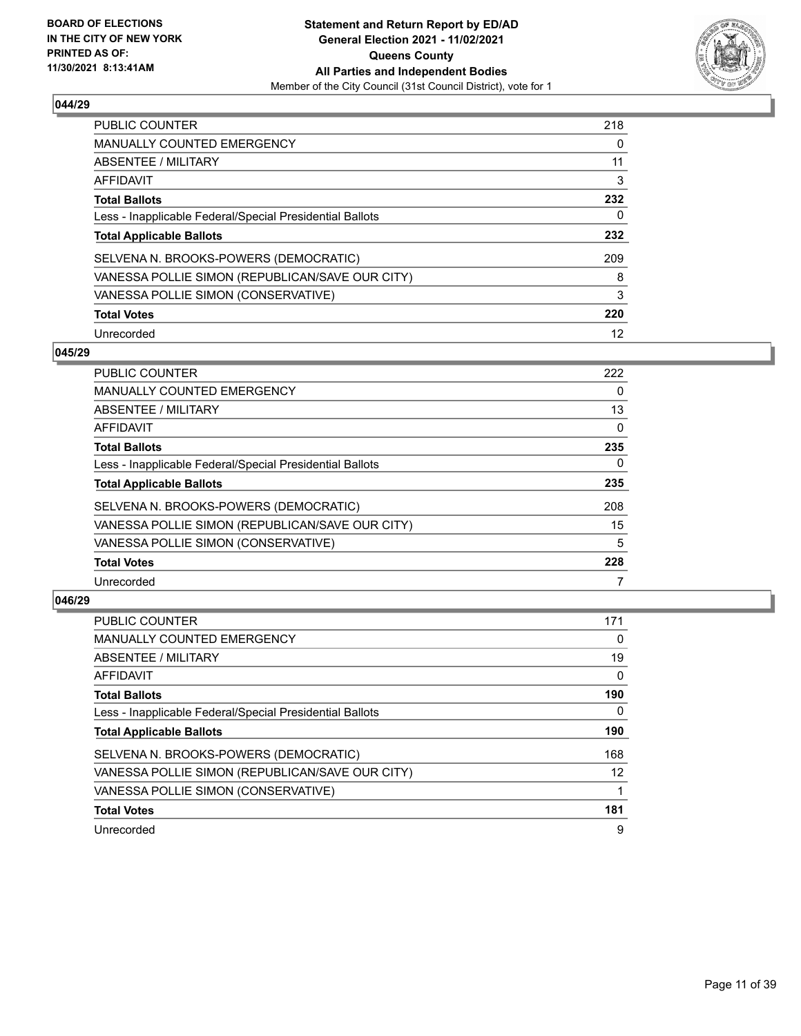### 044/29

| | |
|---|---|
| PUBLIC COUNTER | 218 |
| MANUALLY COUNTED EMERGENCY | 0 |
| ABSENTEE / MILITARY | 11 |
| AFFIDAVIT | 3 |
| **Total Ballots** | **232** |
| Less - Inapplicable Federal/Special Presidential Ballots | 0 |
| **Total Applicable Ballots** | **232** |
| SELVENA N. BROOKS-POWERS (DEMOCRATIC) | 209 |
| VANESSA POLLIE SIMON (REPUBLICAN/SAVE OUR CITY) | 8 |
| VANESSA POLLIE SIMON (CONSERVATIVE) | 3 |
| **Total Votes** | **220** |
| Unrecorded | 12 |

### 045/29

| | |
|---|---|
| PUBLIC COUNTER | 222 |
| MANUALLY COUNTED EMERGENCY | 0 |
| ABSENTEE / MILITARY | 13 |
| AFFIDAVIT | 0 |
| **Total Ballots** | **235** |
| Less - Inapplicable Federal/Special Presidential Ballots | 0 |
| **Total Applicable Ballots** | **235** |
| SELVENA N. BROOKS-POWERS (DEMOCRATIC) | 208 |
| VANESSA POLLIE SIMON (REPUBLICAN/SAVE OUR CITY) | 15 |
| VANESSA POLLIE SIMON (CONSERVATIVE) | 5 |
| **Total Votes** | **228** |
| Unrecorded | 7 |

### 046/29

| | |
|---|---|
| PUBLIC COUNTER | 171 |
| MANUALLY COUNTED EMERGENCY | 0 |
| ABSENTEE / MILITARY | 19 |
| AFFIDAVIT | 0 |
| **Total Ballots** | **190** |
| Less - Inapplicable Federal/Special Presidential Ballots | 0 |
| **Total Applicable Ballots** | **190** |
| SELVENA N. BROOKS-POWERS (DEMOCRATIC) | 168 |
| VANESSA POLLIE SIMON (REPUBLICAN/SAVE OUR CITY) | 12 |
| VANESSA POLLIE SIMON (CONSERVATIVE) | 1 |
| **Total Votes** | **181** |
| Unrecorded | 9 |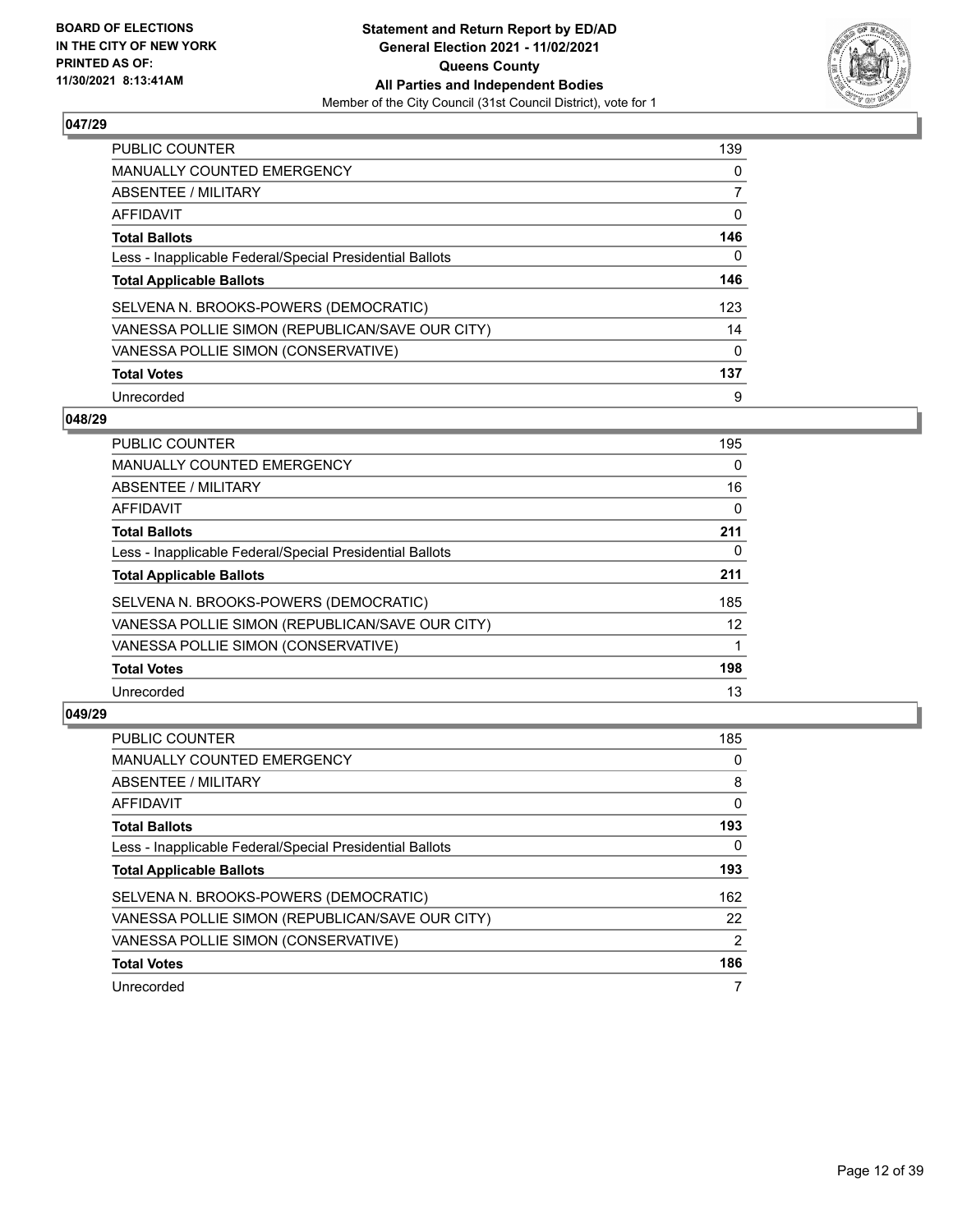**BOARD OF ELECTIONS IN THE CITY OF NEW YORK PRINTED AS OF: 11/30/2021 8:13:41AM**

**Statement and Return Report by ED/AD General Election 2021 - 11/02/2021 Queens County All Parties and Independent Bodies**

Member of the City Council (31st Council District), vote for 1

## 047/29

| | |
|---|---|
| PUBLIC COUNTER | 139 |
| MANUALLY COUNTED EMERGENCY | 0 |
| ABSENTEE / MILITARY | 7 |
| AFFIDAVIT | 0 |
| **Total Ballots** | **146** |
| Less - Inapplicable Federal/Special Presidential Ballots | 0 |
| **Total Applicable Ballots** | **146** |
| SELVENA N. BROOKS-POWERS (DEMOCRATIC) | 123 |
| VANESSA POLLIE SIMON (REPUBLICAN/SAVE OUR CITY) | 14 |
| VANESSA POLLIE SIMON (CONSERVATIVE) | 0 |
| **Total Votes** | **137** |
| Unrecorded | 9 |

## 048/29

| | |
|---|---|
| PUBLIC COUNTER | 195 |
| MANUALLY COUNTED EMERGENCY | 0 |
| ABSENTEE / MILITARY | 16 |
| AFFIDAVIT | 0 |
| **Total Ballots** | **211** |
| Less - Inapplicable Federal/Special Presidential Ballots | 0 |
| **Total Applicable Ballots** | **211** |
| SELVENA N. BROOKS-POWERS (DEMOCRATIC) | 185 |
| VANESSA POLLIE SIMON (REPUBLICAN/SAVE OUR CITY) | 12 |
| VANESSA POLLIE SIMON (CONSERVATIVE) | 1 |
| **Total Votes** | **198** |
| Unrecorded | 13 |

## 049/29

| | |
|---|---|
| PUBLIC COUNTER | 185 |
| MANUALLY COUNTED EMERGENCY | 0 |
| ABSENTEE / MILITARY | 8 |
| AFFIDAVIT | 0 |
| **Total Ballots** | **193** |
| Less - Inapplicable Federal/Special Presidential Ballots | 0 |
| **Total Applicable Ballots** | **193** |
| SELVENA N. BROOKS-POWERS (DEMOCRATIC) | 162 |
| VANESSA POLLIE SIMON (REPUBLICAN/SAVE OUR CITY) | 22 |
| VANESSA POLLIE SIMON (CONSERVATIVE) | 2 |
| **Total Votes** | **186** |
| Unrecorded | 7 |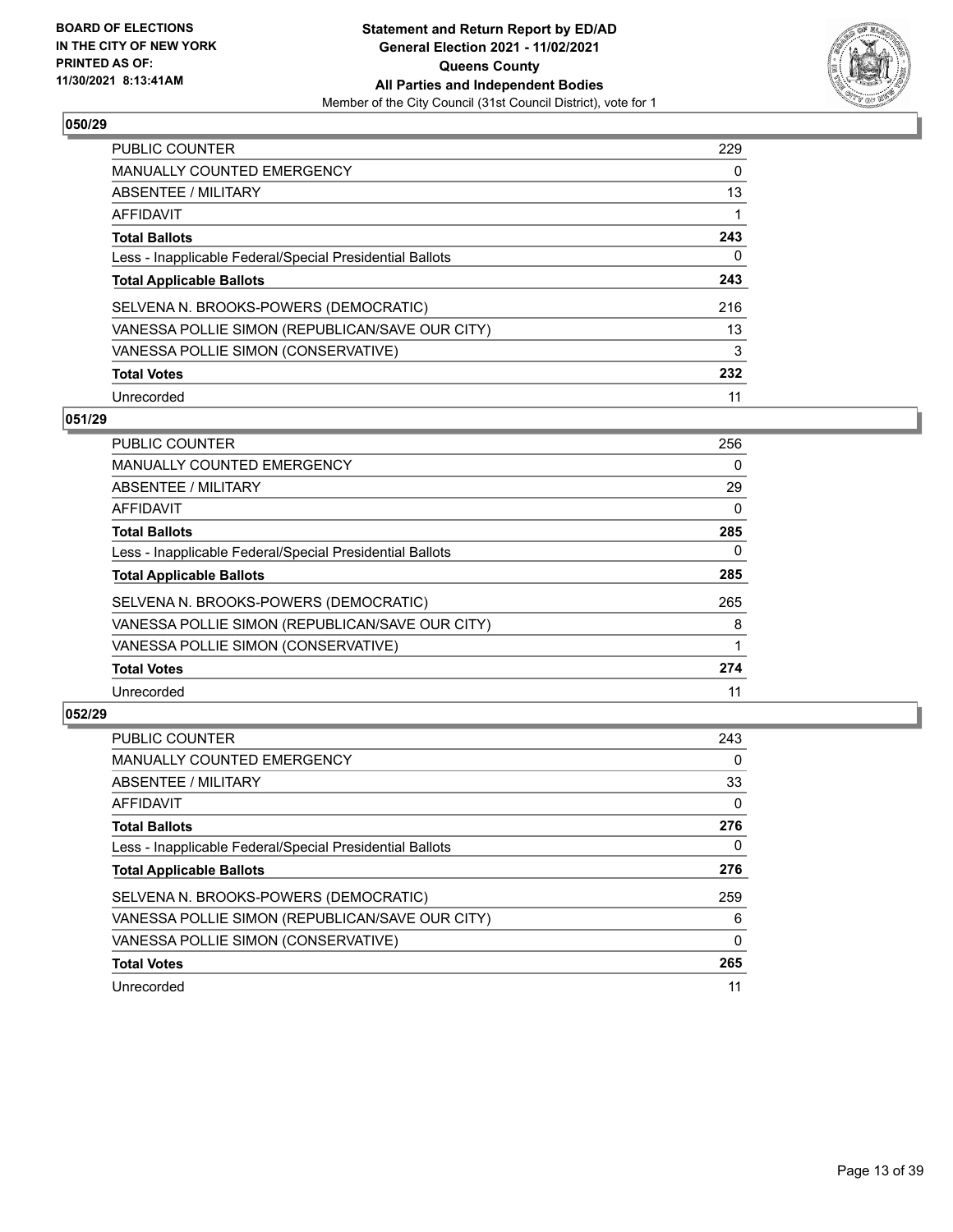**BOARD OF ELECTIONS IN THE CITY OF NEW YORK PRINTED AS OF: 11/30/2021 8:13:41AM**

**Statement and Return Report by ED/AD**
**General Election 2021 - 11/02/2021**
**Queens County**
**All Parties and Independent Bodies**
Member of the City Council (31st Council District), vote for 1

## 050/29

| | |
|---|---|
| PUBLIC COUNTER | 229 |
| MANUALLY COUNTED EMERGENCY | 0 |
| ABSENTEE / MILITARY | 13 |
| AFFIDAVIT | 1 |
| **Total Ballots** | **243** |
| Less - Inapplicable Federal/Special Presidential Ballots | 0 |
| **Total Applicable Ballots** | **243** |
| SELVENA N. BROOKS-POWERS (DEMOCRATIC) | 216 |
| VANESSA POLLIE SIMON (REPUBLICAN/SAVE OUR CITY) | 13 |
| VANESSA POLLIE SIMON (CONSERVATIVE) | 3 |
| **Total Votes** | **232** |
| Unrecorded | 11 |

## 051/29

| | |
|---|---|
| PUBLIC COUNTER | 256 |
| MANUALLY COUNTED EMERGENCY | 0 |
| ABSENTEE / MILITARY | 29 |
| AFFIDAVIT | 0 |
| **Total Ballots** | **285** |
| Less - Inapplicable Federal/Special Presidential Ballots | 0 |
| **Total Applicable Ballots** | **285** |
| SELVENA N. BROOKS-POWERS (DEMOCRATIC) | 265 |
| VANESSA POLLIE SIMON (REPUBLICAN/SAVE OUR CITY) | 8 |
| VANESSA POLLIE SIMON (CONSERVATIVE) | 1 |
| **Total Votes** | **274** |
| Unrecorded | 11 |

## 052/29

| | |
|---|---|
| PUBLIC COUNTER | 243 |
| MANUALLY COUNTED EMERGENCY | 0 |
| ABSENTEE / MILITARY | 33 |
| AFFIDAVIT | 0 |
| **Total Ballots** | **276** |
| Less - Inapplicable Federal/Special Presidential Ballots | 0 |
| **Total Applicable Ballots** | **276** |
| SELVENA N. BROOKS-POWERS (DEMOCRATIC) | 259 |
| VANESSA POLLIE SIMON (REPUBLICAN/SAVE OUR CITY) | 6 |
| VANESSA POLLIE SIMON (CONSERVATIVE) | 0 |
| **Total Votes** | **265** |
| Unrecorded | 11 |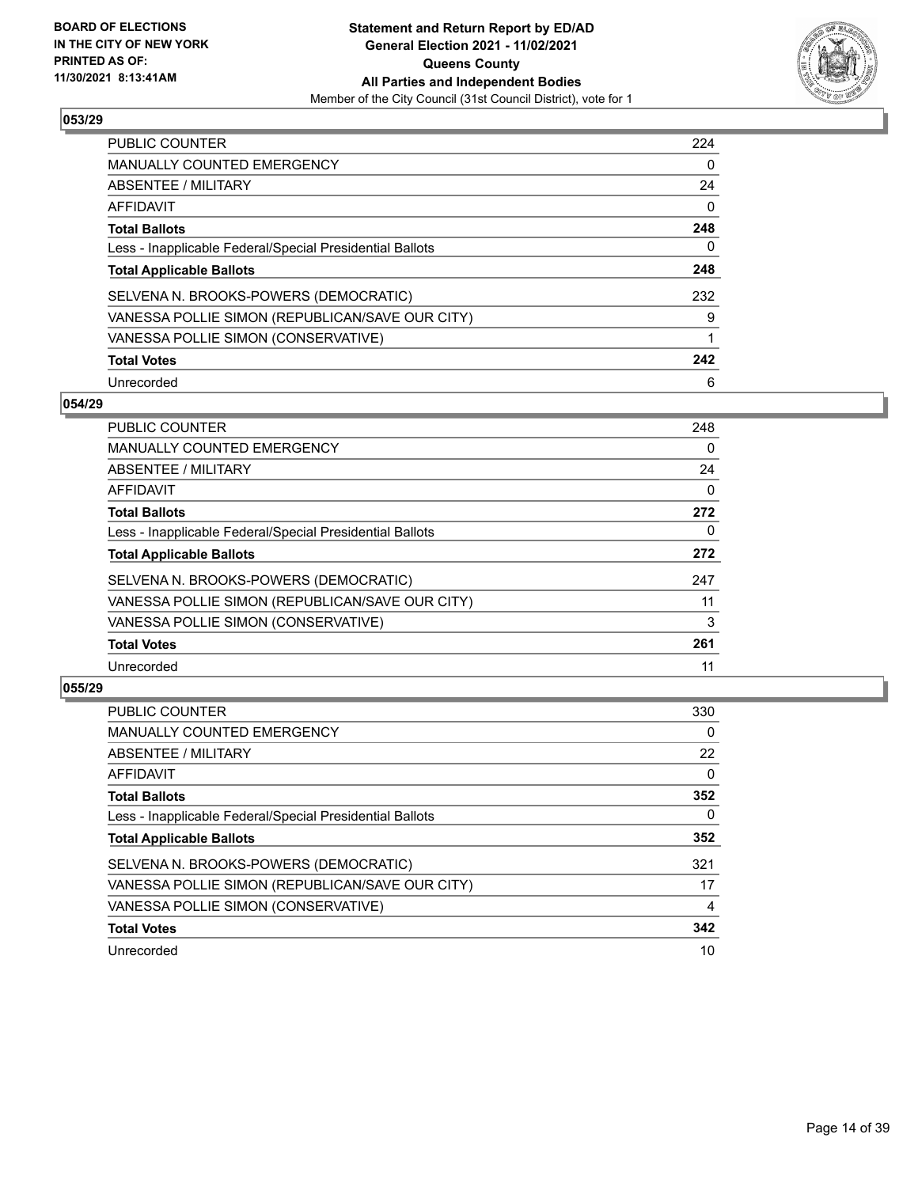## 053/29

| | |
|---|---|
| PUBLIC COUNTER | 224 |
| MANUALLY COUNTED EMERGENCY | 0 |
| ABSENTEE / MILITARY | 24 |
| AFFIDAVIT | 0 |
| **Total Ballots** | **248** |
| Less - Inapplicable Federal/Special Presidential Ballots | 0 |
| **Total Applicable Ballots** | **248** |
| SELVENA N. BROOKS-POWERS (DEMOCRATIC) | 232 |
| VANESSA POLLIE SIMON (REPUBLICAN/SAVE OUR CITY) | 9 |
| VANESSA POLLIE SIMON (CONSERVATIVE) | 1 |
| **Total Votes** | **242** |
| Unrecorded | 6 |

## 054/29

| | |
|---|---|
| PUBLIC COUNTER | 248 |
| MANUALLY COUNTED EMERGENCY | 0 |
| ABSENTEE / MILITARY | 24 |
| AFFIDAVIT | 0 |
| **Total Ballots** | **272** |
| Less - Inapplicable Federal/Special Presidential Ballots | 0 |
| **Total Applicable Ballots** | **272** |
| SELVENA N. BROOKS-POWERS (DEMOCRATIC) | 247 |
| VANESSA POLLIE SIMON (REPUBLICAN/SAVE OUR CITY) | 11 |
| VANESSA POLLIE SIMON (CONSERVATIVE) | 3 |
| **Total Votes** | **261** |
| Unrecorded | 11 |

## 055/29

| | |
|---|---|
| PUBLIC COUNTER | 330 |
| MANUALLY COUNTED EMERGENCY | 0 |
| ABSENTEE / MILITARY | 22 |
| AFFIDAVIT | 0 |
| **Total Ballots** | **352** |
| Less - Inapplicable Federal/Special Presidential Ballots | 0 |
| **Total Applicable Ballots** | **352** |
| SELVENA N. BROOKS-POWERS (DEMOCRATIC) | 321 |
| VANESSA POLLIE SIMON (REPUBLICAN/SAVE OUR CITY) | 17 |
| VANESSA POLLIE SIMON (CONSERVATIVE) | 4 |
| **Total Votes** | **342** |
| Unrecorded | 10 |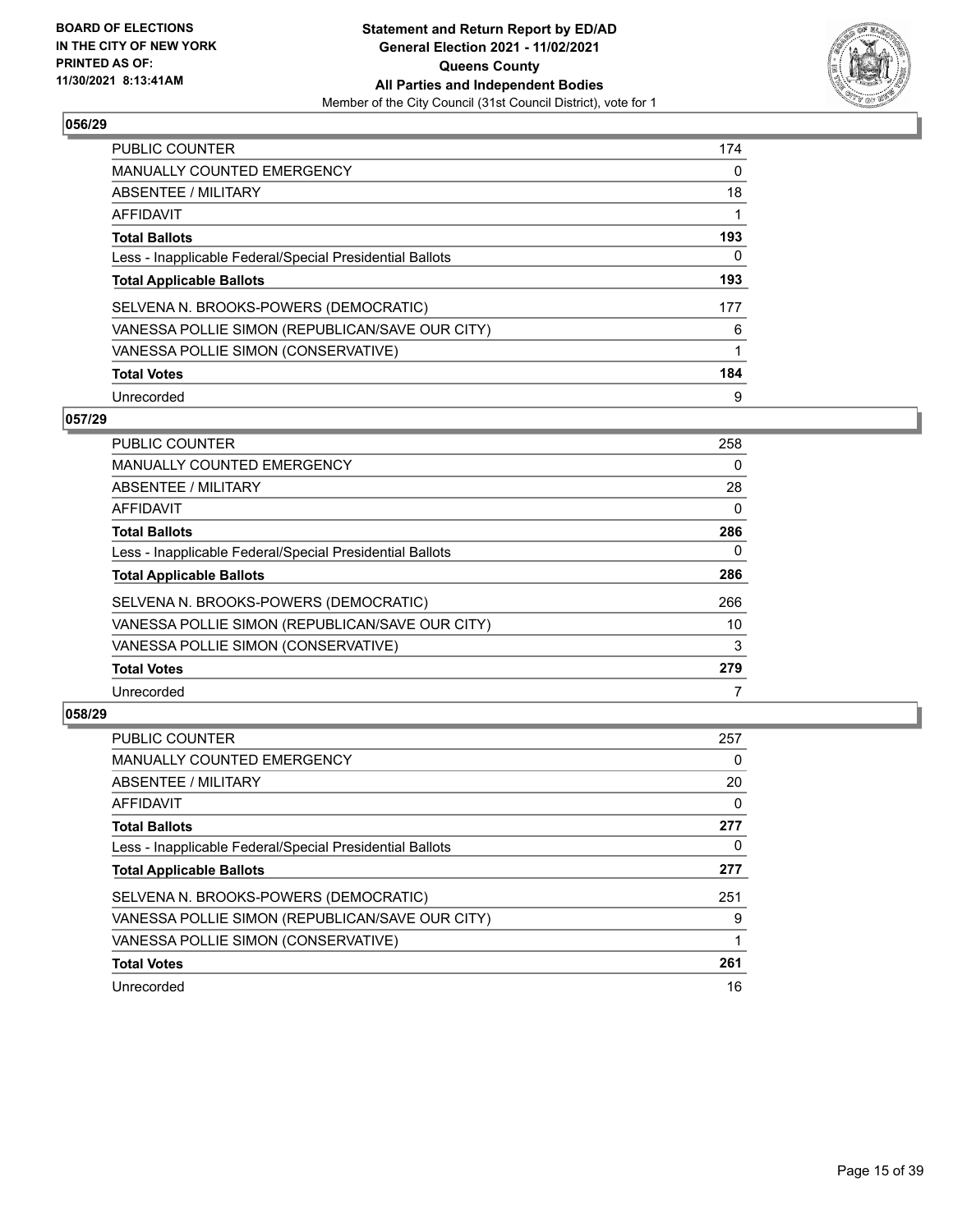**BOARD OF ELECTIONS IN THE CITY OF NEW YORK PRINTED AS OF: 11/30/2021 8:13:41AM**

**Statement and Return Report by ED/AD General Election 2021 - 11/02/2021 Queens County All Parties and Independent Bodies**

Member of the City Council (31st Council District), vote for 1

## 056/29

| | |
|---|---|
| PUBLIC COUNTER | 174 |
| MANUALLY COUNTED EMERGENCY | 0 |
| ABSENTEE / MILITARY | 18 |
| AFFIDAVIT | 1 |
| **Total Ballots** | **193** |
| Less - Inapplicable Federal/Special Presidential Ballots | 0 |
| **Total Applicable Ballots** | **193** |
| SELVENA N. BROOKS-POWERS (DEMOCRATIC) | 177 |
| VANESSA POLLIE SIMON (REPUBLICAN/SAVE OUR CITY) | 6 |
| VANESSA POLLIE SIMON (CONSERVATIVE) | 1 |
| **Total Votes** | **184** |
| Unrecorded | 9 |

## 057/29

| | |
|---|---|
| PUBLIC COUNTER | 258 |
| MANUALLY COUNTED EMERGENCY | 0 |
| ABSENTEE / MILITARY | 28 |
| AFFIDAVIT | 0 |
| **Total Ballots** | **286** |
| Less - Inapplicable Federal/Special Presidential Ballots | 0 |
| **Total Applicable Ballots** | **286** |
| SELVENA N. BROOKS-POWERS (DEMOCRATIC) | 266 |
| VANESSA POLLIE SIMON (REPUBLICAN/SAVE OUR CITY) | 10 |
| VANESSA POLLIE SIMON (CONSERVATIVE) | 3 |
| **Total Votes** | **279** |
| Unrecorded | 7 |

## 058/29

| | |
|---|---|
| PUBLIC COUNTER | 257 |
| MANUALLY COUNTED EMERGENCY | 0 |
| ABSENTEE / MILITARY | 20 |
| AFFIDAVIT | 0 |
| **Total Ballots** | **277** |
| Less - Inapplicable Federal/Special Presidential Ballots | 0 |
| **Total Applicable Ballots** | **277** |
| SELVENA N. BROOKS-POWERS (DEMOCRATIC) | 251 |
| VANESSA POLLIE SIMON (REPUBLICAN/SAVE OUR CITY) | 9 |
| VANESSA POLLIE SIMON (CONSERVATIVE) | 1 |
| **Total Votes** | **261** |
| Unrecorded | 16 |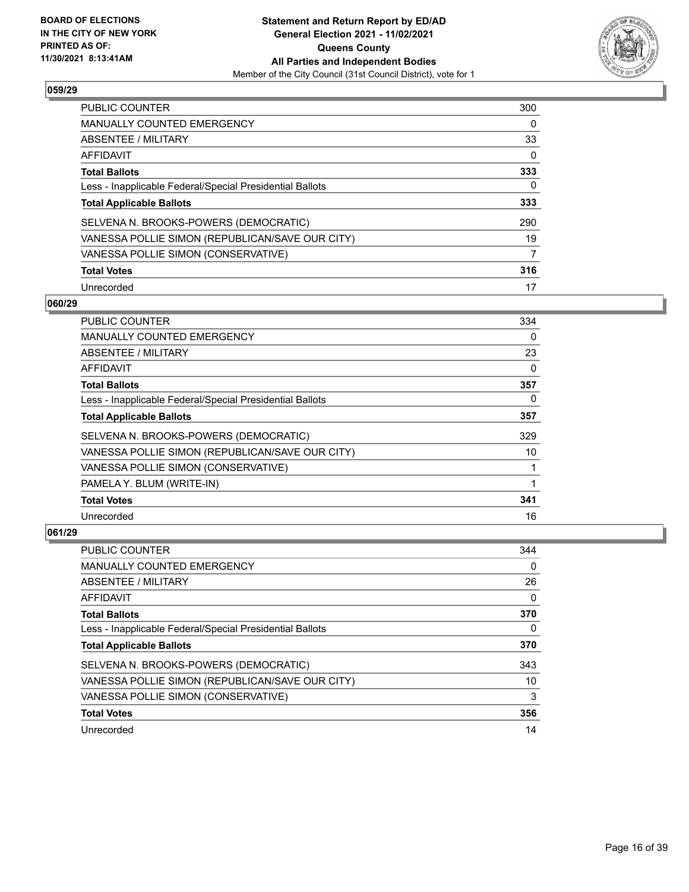**BOARD OF ELECTIONS IN THE CITY OF NEW YORK PRINTED AS OF: 11/30/2021 8:13:41AM**

**Statement and Return Report by ED/AD**
**General Election 2021 - 11/02/2021**
**Queens County**
**All Parties and Independent Bodies**
Member of the City Council (31st Council District), vote for 1

### 059/29

| | |
|---|---|
| PUBLIC COUNTER | 300 |
| MANUALLY COUNTED EMERGENCY | 0 |
| ABSENTEE / MILITARY | 33 |
| AFFIDAVIT | 0 |
| **Total Ballots** | **333** |
| Less - Inapplicable Federal/Special Presidential Ballots | 0 |
| **Total Applicable Ballots** | **333** |
| SELVENA N. BROOKS-POWERS (DEMOCRATIC) | 290 |
| VANESSA POLLIE SIMON (REPUBLICAN/SAVE OUR CITY) | 19 |
| VANESSA POLLIE SIMON (CONSERVATIVE) | 7 |
| **Total Votes** | **316** |
| Unrecorded | 17 |

### 060/29

| | |
|---|---|
| PUBLIC COUNTER | 334 |
| MANUALLY COUNTED EMERGENCY | 0 |
| ABSENTEE / MILITARY | 23 |
| AFFIDAVIT | 0 |
| **Total Ballots** | **357** |
| Less - Inapplicable Federal/Special Presidential Ballots | 0 |
| **Total Applicable Ballots** | **357** |
| SELVENA N. BROOKS-POWERS (DEMOCRATIC) | 329 |
| VANESSA POLLIE SIMON (REPUBLICAN/SAVE OUR CITY) | 10 |
| VANESSA POLLIE SIMON (CONSERVATIVE) | 1 |
| PAMELA Y. BLUM (WRITE-IN) | 1 |
| **Total Votes** | **341** |
| Unrecorded | 16 |

### 061/29

| | |
|---|---|
| PUBLIC COUNTER | 344 |
| MANUALLY COUNTED EMERGENCY | 0 |
| ABSENTEE / MILITARY | 26 |
| AFFIDAVIT | 0 |
| **Total Ballots** | **370** |
| Less - Inapplicable Federal/Special Presidential Ballots | 0 |
| **Total Applicable Ballots** | **370** |
| SELVENA N. BROOKS-POWERS (DEMOCRATIC) | 343 |
| VANESSA POLLIE SIMON (REPUBLICAN/SAVE OUR CITY) | 10 |
| VANESSA POLLIE SIMON (CONSERVATIVE) | 3 |
| **Total Votes** | **356** |
| Unrecorded | 14 |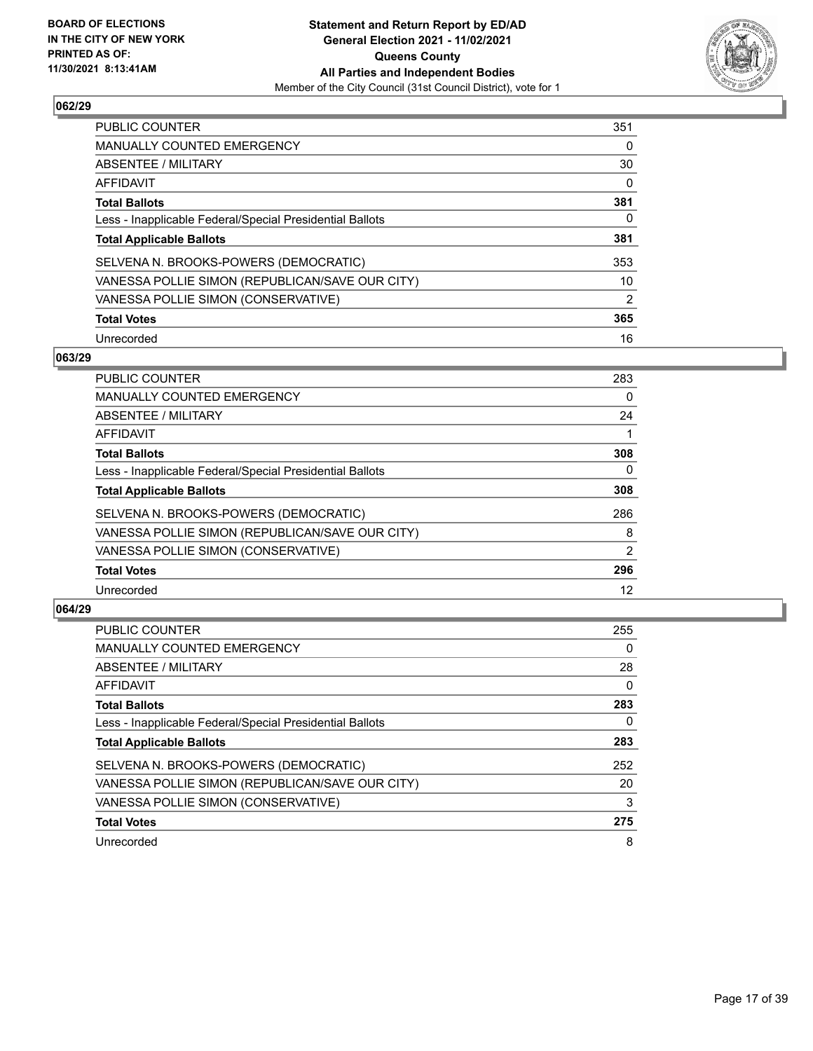**BOARD OF ELECTIONS IN THE CITY OF NEW YORK PRINTED AS OF: 11/30/2021 8:13:41AM**

**Statement and Return Report by ED/AD General Election 2021 - 11/02/2021 Queens County All Parties and Independent Bodies**

Member of the City Council (31st Council District), vote for 1

## 062/29

| | |
|---|---|
| PUBLIC COUNTER | 351 |
| MANUALLY COUNTED EMERGENCY | 0 |
| ABSENTEE / MILITARY | 30 |
| AFFIDAVIT | 0 |
| **Total Ballots** | **381** |
| Less - Inapplicable Federal/Special Presidential Ballots | 0 |
| **Total Applicable Ballots** | **381** |
| SELVENA N. BROOKS-POWERS (DEMOCRATIC) | 353 |
| VANESSA POLLIE SIMON (REPUBLICAN/SAVE OUR CITY) | 10 |
| VANESSA POLLIE SIMON (CONSERVATIVE) | 2 |
| **Total Votes** | **365** |
| Unrecorded | 16 |

## 063/29

| | |
|---|---|
| PUBLIC COUNTER | 283 |
| MANUALLY COUNTED EMERGENCY | 0 |
| ABSENTEE / MILITARY | 24 |
| AFFIDAVIT | 1 |
| **Total Ballots** | **308** |
| Less - Inapplicable Federal/Special Presidential Ballots | 0 |
| **Total Applicable Ballots** | **308** |
| SELVENA N. BROOKS-POWERS (DEMOCRATIC) | 286 |
| VANESSA POLLIE SIMON (REPUBLICAN/SAVE OUR CITY) | 8 |
| VANESSA POLLIE SIMON (CONSERVATIVE) | 2 |
| **Total Votes** | **296** |
| Unrecorded | 12 |

## 064/29

| | |
|---|---|
| PUBLIC COUNTER | 255 |
| MANUALLY COUNTED EMERGENCY | 0 |
| ABSENTEE / MILITARY | 28 |
| AFFIDAVIT | 0 |
| **Total Ballots** | **283** |
| Less - Inapplicable Federal/Special Presidential Ballots | 0 |
| **Total Applicable Ballots** | **283** |
| SELVENA N. BROOKS-POWERS (DEMOCRATIC) | 252 |
| VANESSA POLLIE SIMON (REPUBLICAN/SAVE OUR CITY) | 20 |
| VANESSA POLLIE SIMON (CONSERVATIVE) | 3 |
| **Total Votes** | **275** |
| Unrecorded | 8 |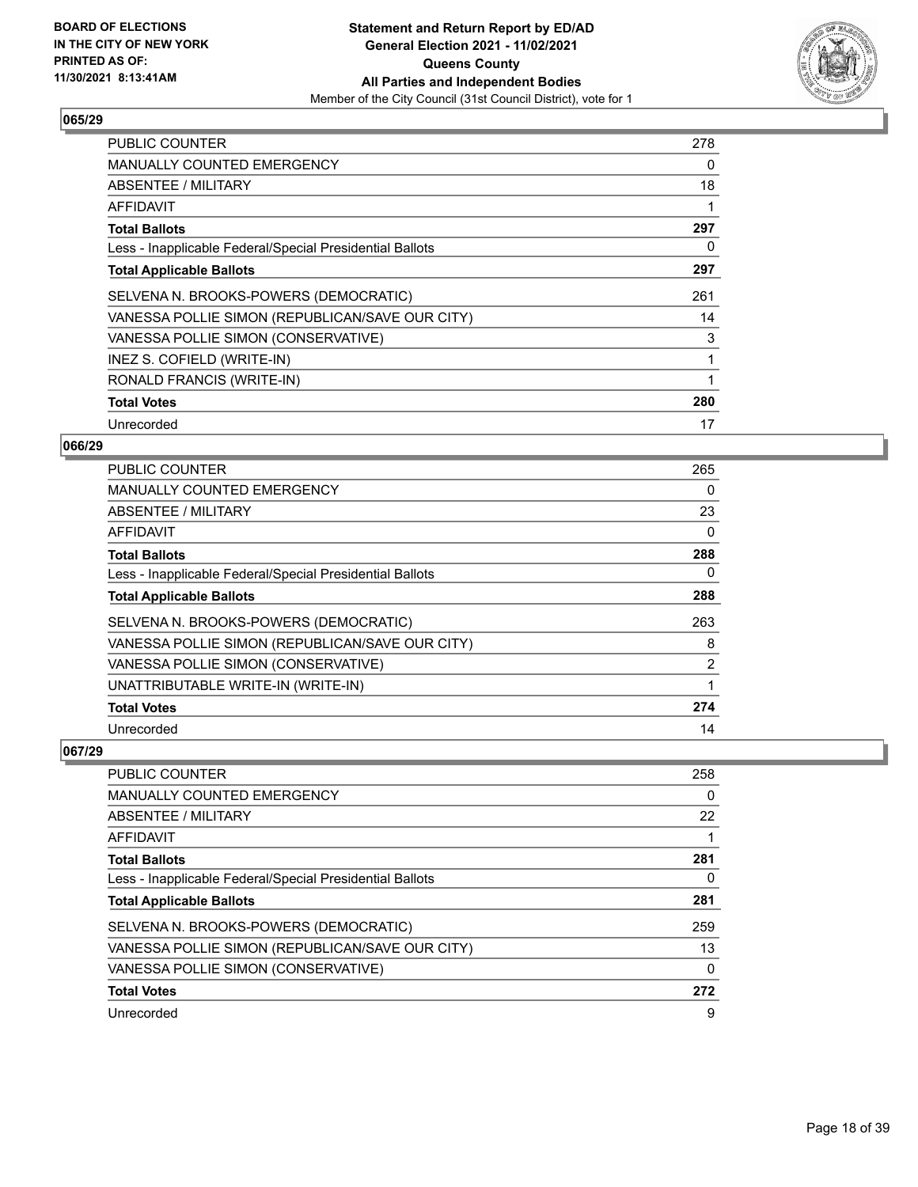BOARD OF ELECTIONS
IN THE CITY OF NEW YORK
PRINTED AS OF:
11/30/2021 8:13:41AM

**Statement and Return Report by ED/AD**
**General Election 2021 - 11/02/2021**
**Queens County**
**All Parties and Independent Bodies**
Member of the City Council (31st Council District), vote for 1

### 065/29

| | |
|---|---|
| PUBLIC COUNTER | 278 |
| MANUALLY COUNTED EMERGENCY | 0 |
| ABSENTEE / MILITARY | 18 |
| AFFIDAVIT | 1 |
| **Total Ballots** | **297** |
| Less - Inapplicable Federal/Special Presidential Ballots | 0 |
| **Total Applicable Ballots** | **297** |
| SELVENA N. BROOKS-POWERS (DEMOCRATIC) | 261 |
| VANESSA POLLIE SIMON (REPUBLICAN/SAVE OUR CITY) | 14 |
| VANESSA POLLIE SIMON (CONSERVATIVE) | 3 |
| INEZ S. COFIELD (WRITE-IN) | 1 |
| RONALD FRANCIS (WRITE-IN) | 1 |
| **Total Votes** | **280** |
| Unrecorded | 17 |

### 066/29

| | |
|---|---|
| PUBLIC COUNTER | 265 |
| MANUALLY COUNTED EMERGENCY | 0 |
| ABSENTEE / MILITARY | 23 |
| AFFIDAVIT | 0 |
| **Total Ballots** | **288** |
| Less - Inapplicable Federal/Special Presidential Ballots | 0 |
| **Total Applicable Ballots** | **288** |
| SELVENA N. BROOKS-POWERS (DEMOCRATIC) | 263 |
| VANESSA POLLIE SIMON (REPUBLICAN/SAVE OUR CITY) | 8 |
| VANESSA POLLIE SIMON (CONSERVATIVE) | 2 |
| UNATTRIBUTABLE WRITE-IN (WRITE-IN) | 1 |
| **Total Votes** | **274** |
| Unrecorded | 14 |

### 067/29

| | |
|---|---|
| PUBLIC COUNTER | 258 |
| MANUALLY COUNTED EMERGENCY | 0 |
| ABSENTEE / MILITARY | 22 |
| AFFIDAVIT | 1 |
| **Total Ballots** | **281** |
| Less - Inapplicable Federal/Special Presidential Ballots | 0 |
| **Total Applicable Ballots** | **281** |
| SELVENA N. BROOKS-POWERS (DEMOCRATIC) | 259 |
| VANESSA POLLIE SIMON (REPUBLICAN/SAVE OUR CITY) | 13 |
| VANESSA POLLIE SIMON (CONSERVATIVE) | 0 |
| **Total Votes** | **272** |
| Unrecorded | 9 |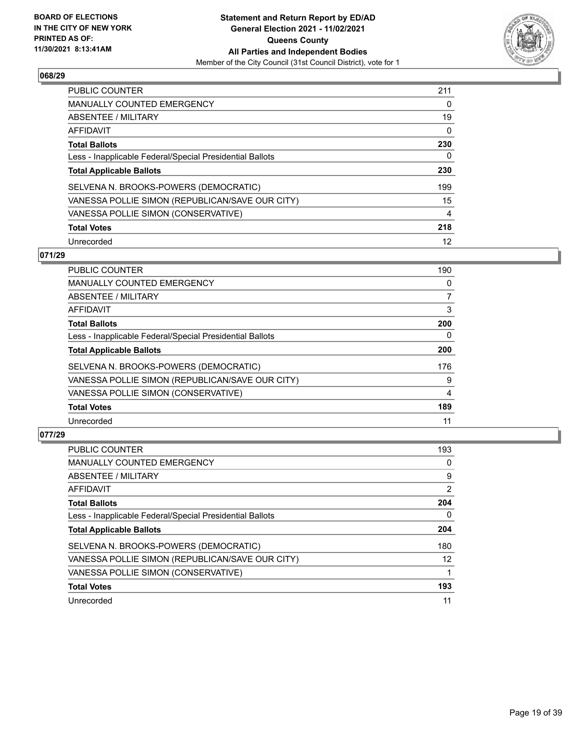**BOARD OF ELECTIONS IN THE CITY OF NEW YORK PRINTED AS OF: 11/30/2021 8:13:41AM**

**Statement and Return Report by ED/AD General Election 2021 - 11/02/2021 Queens County All Parties and Independent Bodies**

Member of the City Council (31st Council District), vote for 1

## 068/29

| | |
|---|---|
| PUBLIC COUNTER | 211 |
| MANUALLY COUNTED EMERGENCY | 0 |
| ABSENTEE / MILITARY | 19 |
| AFFIDAVIT | 0 |
| **Total Ballots** | **230** |
| Less - Inapplicable Federal/Special Presidential Ballots | 0 |
| **Total Applicable Ballots** | **230** |
| SELVENA N. BROOKS-POWERS (DEMOCRATIC) | 199 |
| VANESSA POLLIE SIMON (REPUBLICAN/SAVE OUR CITY) | 15 |
| VANESSA POLLIE SIMON (CONSERVATIVE) | 4 |
| **Total Votes** | **218** |
| Unrecorded | 12 |

## 071/29

| | |
|---|---|
| PUBLIC COUNTER | 190 |
| MANUALLY COUNTED EMERGENCY | 0 |
| ABSENTEE / MILITARY | 7 |
| AFFIDAVIT | 3 |
| **Total Ballots** | **200** |
| Less - Inapplicable Federal/Special Presidential Ballots | 0 |
| **Total Applicable Ballots** | **200** |
| SELVENA N. BROOKS-POWERS (DEMOCRATIC) | 176 |
| VANESSA POLLIE SIMON (REPUBLICAN/SAVE OUR CITY) | 9 |
| VANESSA POLLIE SIMON (CONSERVATIVE) | 4 |
| **Total Votes** | **189** |
| Unrecorded | 11 |

## 077/29

| | |
|---|---|
| PUBLIC COUNTER | 193 |
| MANUALLY COUNTED EMERGENCY | 0 |
| ABSENTEE / MILITARY | 9 |
| AFFIDAVIT | 2 |
| **Total Ballots** | **204** |
| Less - Inapplicable Federal/Special Presidential Ballots | 0 |
| **Total Applicable Ballots** | **204** |
| SELVENA N. BROOKS-POWERS (DEMOCRATIC) | 180 |
| VANESSA POLLIE SIMON (REPUBLICAN/SAVE OUR CITY) | 12 |
| VANESSA POLLIE SIMON (CONSERVATIVE) | 1 |
| **Total Votes** | **193** |
| Unrecorded | 11 |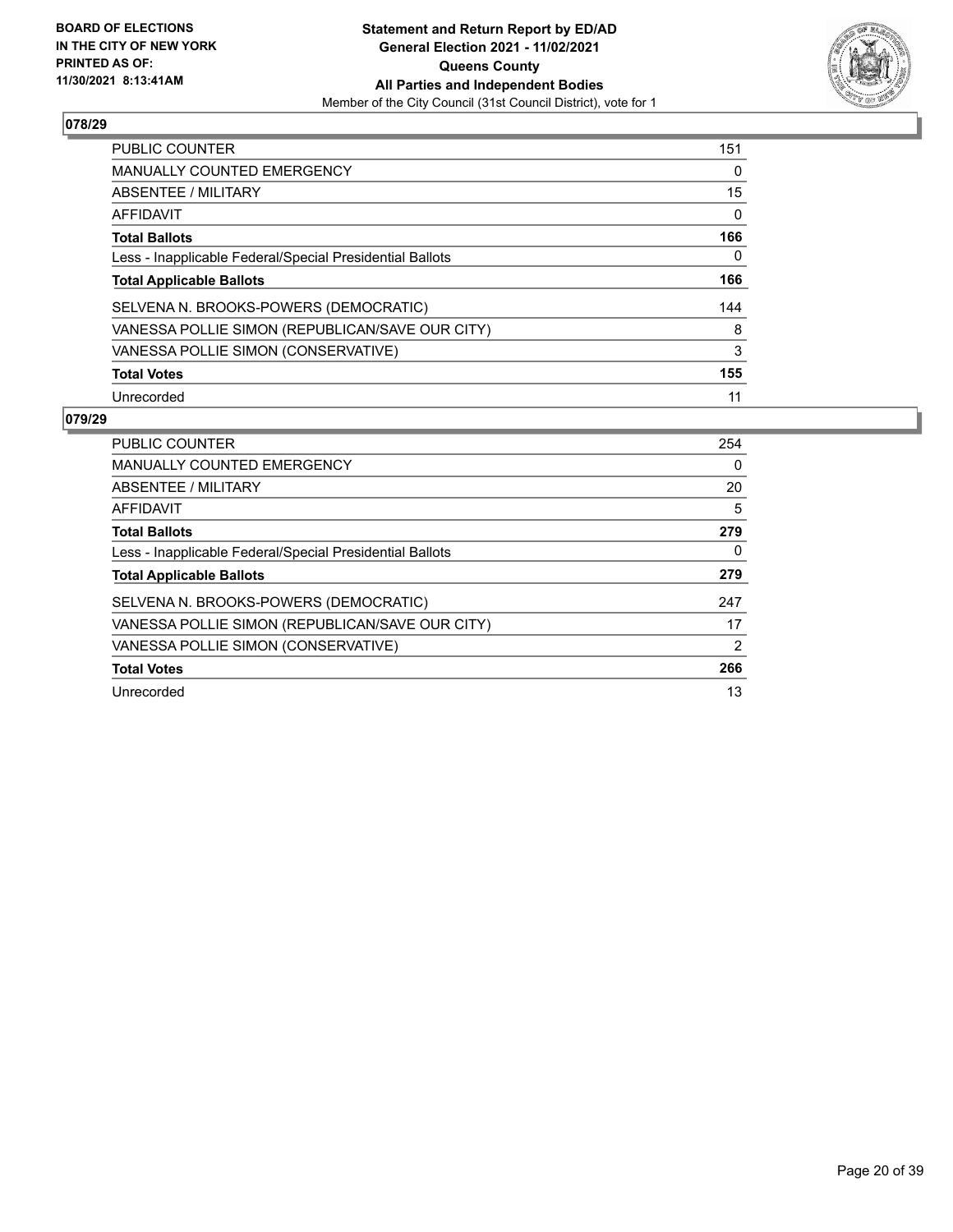**BOARD OF ELECTIONS IN THE CITY OF NEW YORK PRINTED AS OF: 11/30/2021 8:13:41AM**

**Statement and Return Report by ED/AD**
**General Election 2021 - 11/02/2021**
**Queens County**
**All Parties and Independent Bodies**
Member of the City Council (31st Council District), vote for 1

## 078/29

| | |
|---|---|
| PUBLIC COUNTER | 151 |
| MANUALLY COUNTED EMERGENCY | 0 |
| ABSENTEE / MILITARY | 15 |
| AFFIDAVIT | 0 |
| **Total Ballots** | **166** |
| Less - Inapplicable Federal/Special Presidential Ballots | 0 |
| **Total Applicable Ballots** | **166** |
| SELVENA N. BROOKS-POWERS (DEMOCRATIC) | 144 |
| VANESSA POLLIE SIMON (REPUBLICAN/SAVE OUR CITY) | 8 |
| VANESSA POLLIE SIMON (CONSERVATIVE) | 3 |
| **Total Votes** | **155** |
| Unrecorded | 11 |

## 079/29

| | |
|---|---|
| PUBLIC COUNTER | 254 |
| MANUALLY COUNTED EMERGENCY | 0 |
| ABSENTEE / MILITARY | 20 |
| AFFIDAVIT | 5 |
| **Total Ballots** | **279** |
| Less - Inapplicable Federal/Special Presidential Ballots | 0 |
| **Total Applicable Ballots** | **279** |
| SELVENA N. BROOKS-POWERS (DEMOCRATIC) | 247 |
| VANESSA POLLIE SIMON (REPUBLICAN/SAVE OUR CITY) | 17 |
| VANESSA POLLIE SIMON (CONSERVATIVE) | 2 |
| **Total Votes** | **266** |
| Unrecorded | 13 |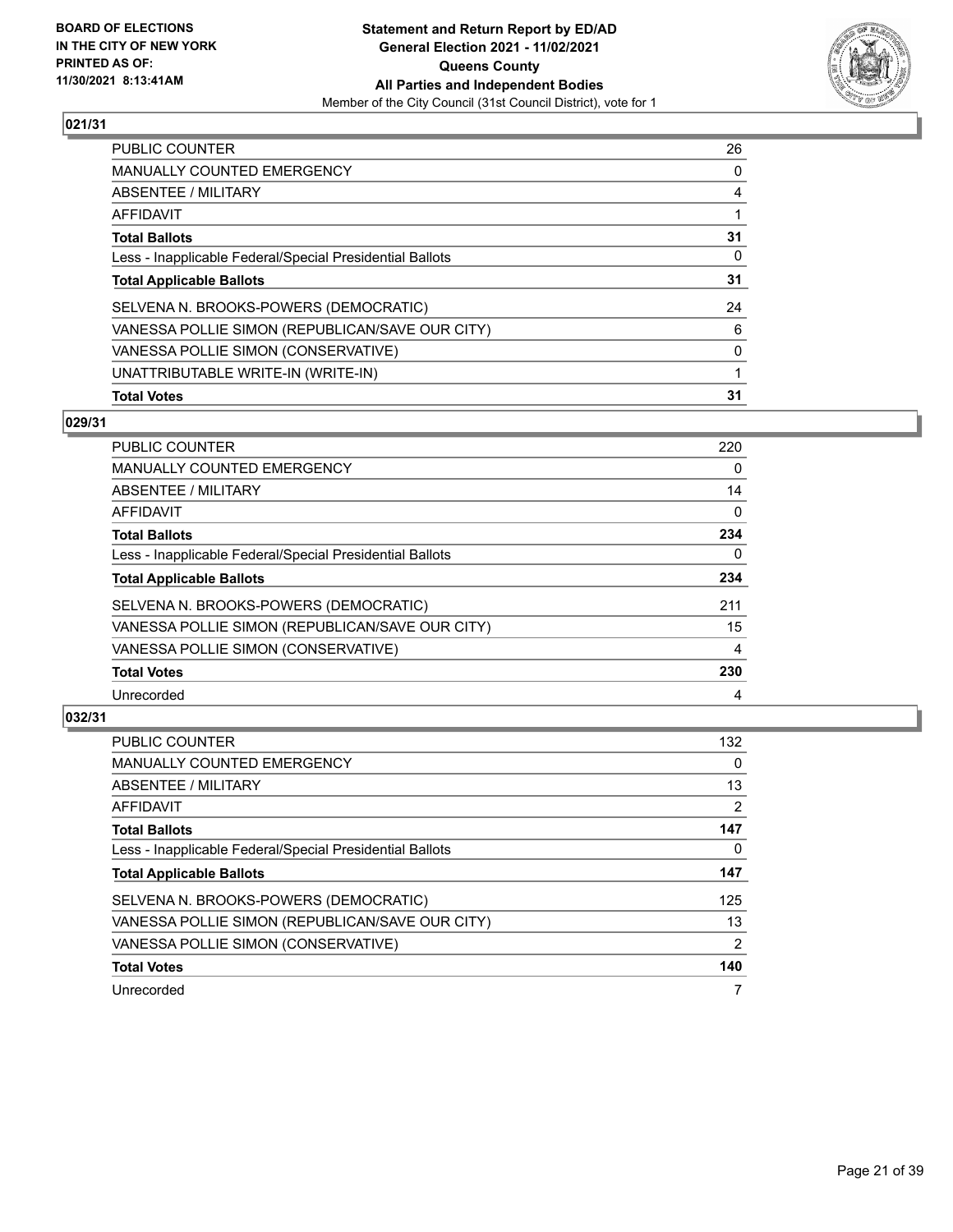**Statement and Return Report by ED/AD**
**General Election 2021 - 11/02/2021**
**Queens County**
**All Parties and Independent Bodies**
Member of the City Council (31st Council District), vote for 1

BOARD OF ELECTIONS
IN THE CITY OF NEW YORK
PRINTED AS OF:
11/30/2021 8:13:41AM

## 021/31

| | |
|---|---|
| PUBLIC COUNTER | 26 |
| MANUALLY COUNTED EMERGENCY | 0 |
| ABSENTEE / MILITARY | 4 |
| AFFIDAVIT | 1 |
| **Total Ballots** | **31** |
| Less - Inapplicable Federal/Special Presidential Ballots | 0 |
| **Total Applicable Ballots** | **31** |
| SELVENA N. BROOKS-POWERS (DEMOCRATIC) | 24 |
| VANESSA POLLIE SIMON (REPUBLICAN/SAVE OUR CITY) | 6 |
| VANESSA POLLIE SIMON (CONSERVATIVE) | 0 |
| UNATTRIBUTABLE WRITE-IN (WRITE-IN) | 1 |
| **Total Votes** | **31** |

## 029/31

| | |
|---|---|
| PUBLIC COUNTER | 220 |
| MANUALLY COUNTED EMERGENCY | 0 |
| ABSENTEE / MILITARY | 14 |
| AFFIDAVIT | 0 |
| **Total Ballots** | **234** |
| Less - Inapplicable Federal/Special Presidential Ballots | 0 |
| **Total Applicable Ballots** | **234** |
| SELVENA N. BROOKS-POWERS (DEMOCRATIC) | 211 |
| VANESSA POLLIE SIMON (REPUBLICAN/SAVE OUR CITY) | 15 |
| VANESSA POLLIE SIMON (CONSERVATIVE) | 4 |
| **Total Votes** | **230** |
| Unrecorded | 4 |

## 032/31

| | |
|---|---|
| PUBLIC COUNTER | 132 |
| MANUALLY COUNTED EMERGENCY | 0 |
| ABSENTEE / MILITARY | 13 |
| AFFIDAVIT | 2 |
| **Total Ballots** | **147** |
| Less - Inapplicable Federal/Special Presidential Ballots | 0 |
| **Total Applicable Ballots** | **147** |
| SELVENA N. BROOKS-POWERS (DEMOCRATIC) | 125 |
| VANESSA POLLIE SIMON (REPUBLICAN/SAVE OUR CITY) | 13 |
| VANESSA POLLIE SIMON (CONSERVATIVE) | 2 |
| **Total Votes** | **140** |
| Unrecorded | 7 |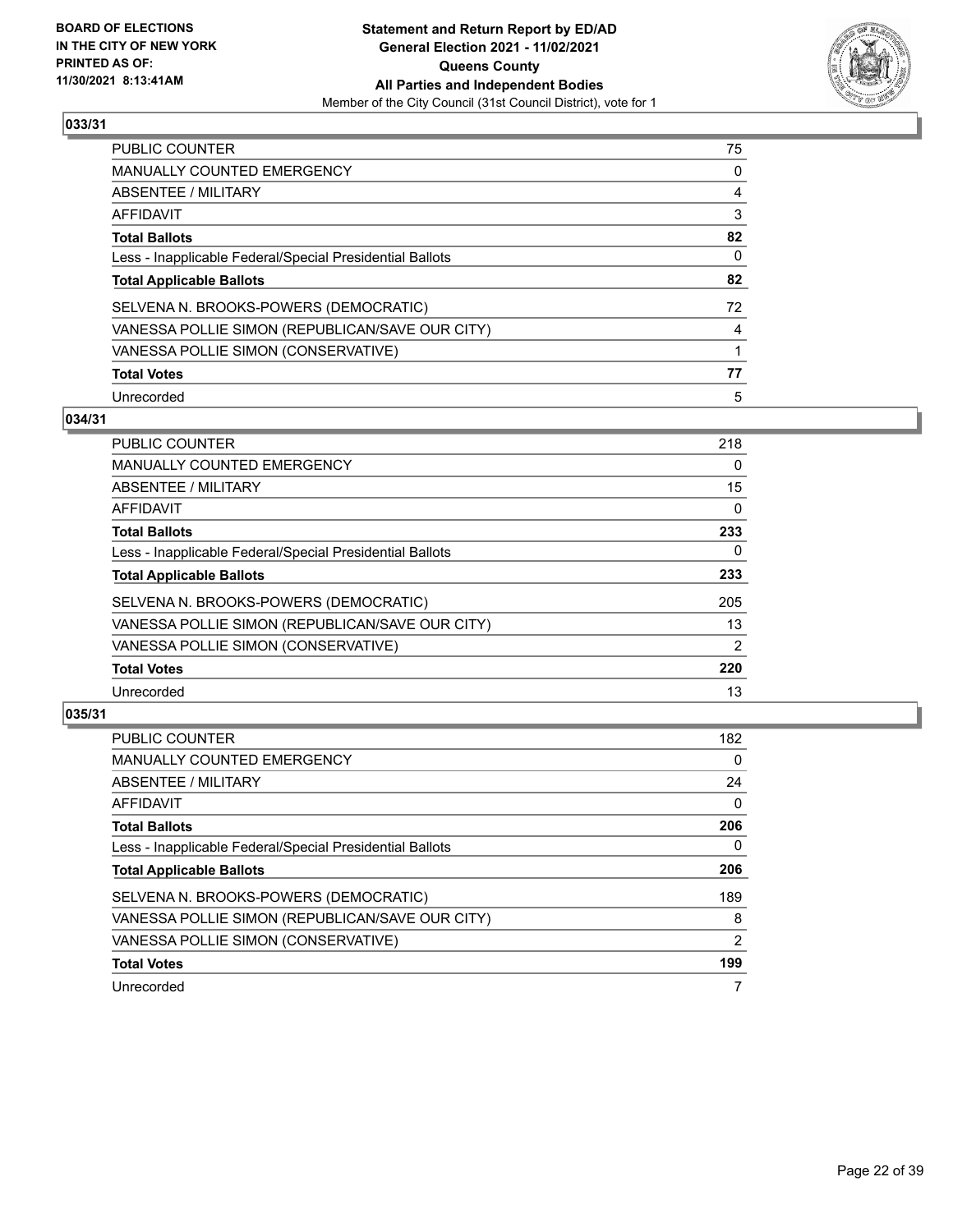BOARD OF ELECTIONS
IN THE CITY OF NEW YORK
PRINTED AS OF:
11/30/2021 8:13:41AM

**Statement and Return Report by ED/AD**
**General Election 2021 - 11/02/2021**
**Queens County**
**All Parties and Independent Bodies**
Member of the City Council (31st Council District), vote for 1

## 033/31

| | |
|---|---|
| PUBLIC COUNTER | 75 |
| MANUALLY COUNTED EMERGENCY | 0 |
| ABSENTEE / MILITARY | 4 |
| AFFIDAVIT | 3 |
| **Total Ballots** | **82** |
| Less - Inapplicable Federal/Special Presidential Ballots | 0 |
| **Total Applicable Ballots** | **82** |
| SELVENA N. BROOKS-POWERS (DEMOCRATIC) | 72 |
| VANESSA POLLIE SIMON (REPUBLICAN/SAVE OUR CITY) | 4 |
| VANESSA POLLIE SIMON (CONSERVATIVE) | 1 |
| **Total Votes** | **77** |
| Unrecorded | 5 |

## 034/31

| | |
|---|---|
| PUBLIC COUNTER | 218 |
| MANUALLY COUNTED EMERGENCY | 0 |
| ABSENTEE / MILITARY | 15 |
| AFFIDAVIT | 0 |
| **Total Ballots** | **233** |
| Less - Inapplicable Federal/Special Presidential Ballots | 0 |
| **Total Applicable Ballots** | **233** |
| SELVENA N. BROOKS-POWERS (DEMOCRATIC) | 205 |
| VANESSA POLLIE SIMON (REPUBLICAN/SAVE OUR CITY) | 13 |
| VANESSA POLLIE SIMON (CONSERVATIVE) | 2 |
| **Total Votes** | **220** |
| Unrecorded | 13 |

## 035/31

| | |
|---|---|
| PUBLIC COUNTER | 182 |
| MANUALLY COUNTED EMERGENCY | 0 |
| ABSENTEE / MILITARY | 24 |
| AFFIDAVIT | 0 |
| **Total Ballots** | **206** |
| Less - Inapplicable Federal/Special Presidential Ballots | 0 |
| **Total Applicable Ballots** | **206** |
| SELVENA N. BROOKS-POWERS (DEMOCRATIC) | 189 |
| VANESSA POLLIE SIMON (REPUBLICAN/SAVE OUR CITY) | 8 |
| VANESSA POLLIE SIMON (CONSERVATIVE) | 2 |
| **Total Votes** | **199** |
| Unrecorded | 7 |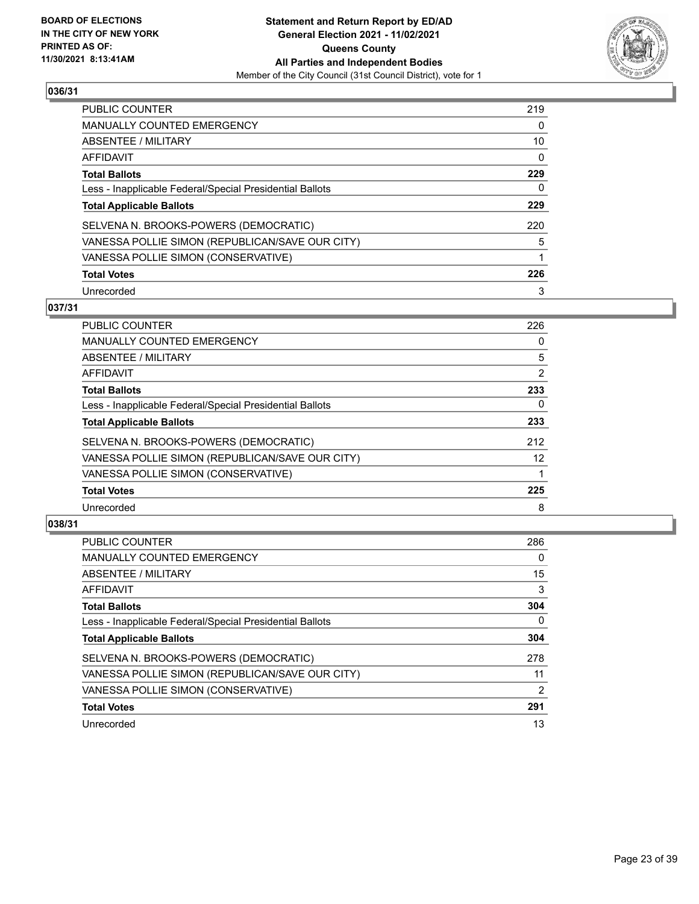BOARD OF ELECTIONS IN THE CITY OF NEW YORK PRINTED AS OF: 11/30/2021 8:13:41AM

**Statement and Return Report by ED/AD General Election 2021 - 11/02/2021 Queens County All Parties and Independent Bodies**
Member of the City Council (31st Council District), vote for 1

## 036/31

| | |
|---|---|
| PUBLIC COUNTER | 219 |
| MANUALLY COUNTED EMERGENCY | 0 |
| ABSENTEE / MILITARY | 10 |
| AFFIDAVIT | 0 |
| **Total Ballots** | **229** |
| Less - Inapplicable Federal/Special Presidential Ballots | 0 |
| **Total Applicable Ballots** | **229** |
| SELVENA N. BROOKS-POWERS (DEMOCRATIC) | 220 |
| VANESSA POLLIE SIMON (REPUBLICAN/SAVE OUR CITY) | 5 |
| VANESSA POLLIE SIMON (CONSERVATIVE) | 1 |
| **Total Votes** | **226** |
| Unrecorded | 3 |

## 037/31

| | |
|---|---|
| PUBLIC COUNTER | 226 |
| MANUALLY COUNTED EMERGENCY | 0 |
| ABSENTEE / MILITARY | 5 |
| AFFIDAVIT | 2 |
| **Total Ballots** | **233** |
| Less - Inapplicable Federal/Special Presidential Ballots | 0 |
| **Total Applicable Ballots** | **233** |
| SELVENA N. BROOKS-POWERS (DEMOCRATIC) | 212 |
| VANESSA POLLIE SIMON (REPUBLICAN/SAVE OUR CITY) | 12 |
| VANESSA POLLIE SIMON (CONSERVATIVE) | 1 |
| **Total Votes** | **225** |
| Unrecorded | 8 |

## 038/31

| | |
|---|---|
| PUBLIC COUNTER | 286 |
| MANUALLY COUNTED EMERGENCY | 0 |
| ABSENTEE / MILITARY | 15 |
| AFFIDAVIT | 3 |
| **Total Ballots** | **304** |
| Less - Inapplicable Federal/Special Presidential Ballots | 0 |
| **Total Applicable Ballots** | **304** |
| SELVENA N. BROOKS-POWERS (DEMOCRATIC) | 278 |
| VANESSA POLLIE SIMON (REPUBLICAN/SAVE OUR CITY) | 11 |
| VANESSA POLLIE SIMON (CONSERVATIVE) | 2 |
| **Total Votes** | **291** |
| Unrecorded | 13 |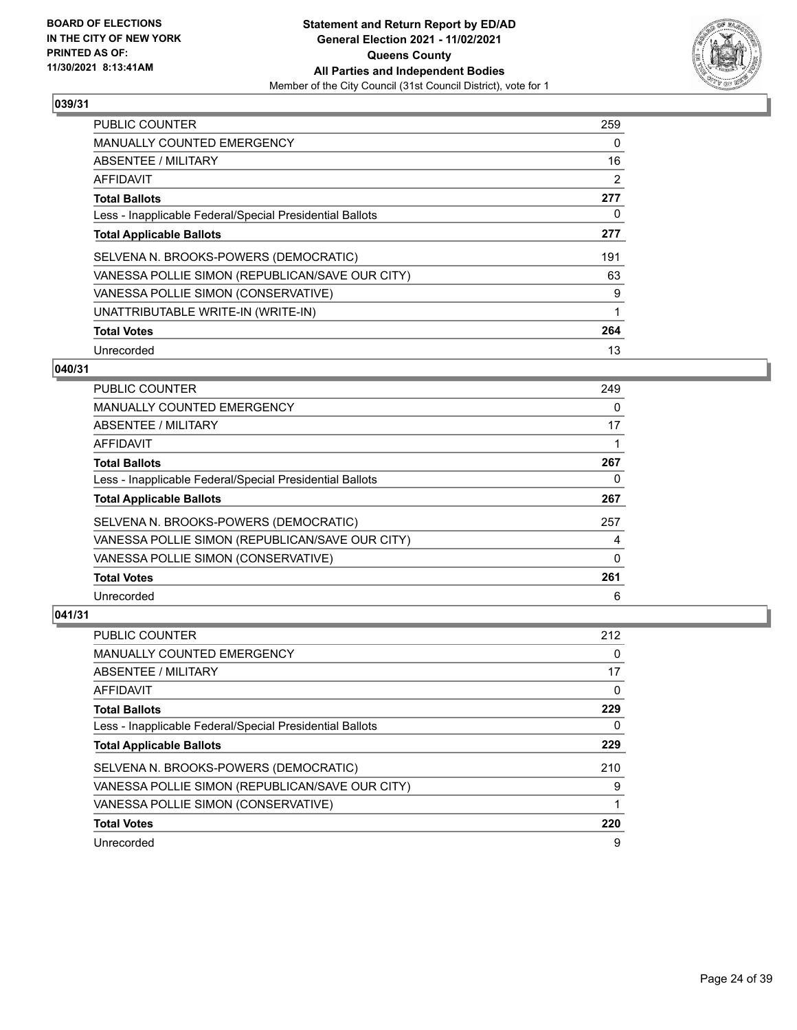**BOARD OF ELECTIONS IN THE CITY OF NEW YORK PRINTED AS OF: 11/30/2021 8:13:41AM**

**Statement and Return Report by ED/AD General Election 2021 - 11/02/2021 Queens County All Parties and Independent Bodies**

Member of the City Council (31st Council District), vote for 1

## 039/31

| | |
|---|---|
| PUBLIC COUNTER | 259 |
| MANUALLY COUNTED EMERGENCY | 0 |
| ABSENTEE / MILITARY | 16 |
| AFFIDAVIT | 2 |
| **Total Ballots** | **277** |
| Less - Inapplicable Federal/Special Presidential Ballots | 0 |
| **Total Applicable Ballots** | **277** |
| SELVENA N. BROOKS-POWERS (DEMOCRATIC) | 191 |
| VANESSA POLLIE SIMON (REPUBLICAN/SAVE OUR CITY) | 63 |
| VANESSA POLLIE SIMON (CONSERVATIVE) | 9 |
| UNATTRIBUTABLE WRITE-IN (WRITE-IN) | 1 |
| **Total Votes** | **264** |
| Unrecorded | 13 |

## 040/31

| | |
|---|---|
| PUBLIC COUNTER | 249 |
| MANUALLY COUNTED EMERGENCY | 0 |
| ABSENTEE / MILITARY | 17 |
| AFFIDAVIT | 1 |
| **Total Ballots** | **267** |
| Less - Inapplicable Federal/Special Presidential Ballots | 0 |
| **Total Applicable Ballots** | **267** |
| SELVENA N. BROOKS-POWERS (DEMOCRATIC) | 257 |
| VANESSA POLLIE SIMON (REPUBLICAN/SAVE OUR CITY) | 4 |
| VANESSA POLLIE SIMON (CONSERVATIVE) | 0 |
| **Total Votes** | **261** |
| Unrecorded | 6 |

## 041/31

| | |
|---|---|
| PUBLIC COUNTER | 212 |
| MANUALLY COUNTED EMERGENCY | 0 |
| ABSENTEE / MILITARY | 17 |
| AFFIDAVIT | 0 |
| **Total Ballots** | **229** |
| Less - Inapplicable Federal/Special Presidential Ballots | 0 |
| **Total Applicable Ballots** | **229** |
| SELVENA N. BROOKS-POWERS (DEMOCRATIC) | 210 |
| VANESSA POLLIE SIMON (REPUBLICAN/SAVE OUR CITY) | 9 |
| VANESSA POLLIE SIMON (CONSERVATIVE) | 1 |
| **Total Votes** | **220** |
| Unrecorded | 9 |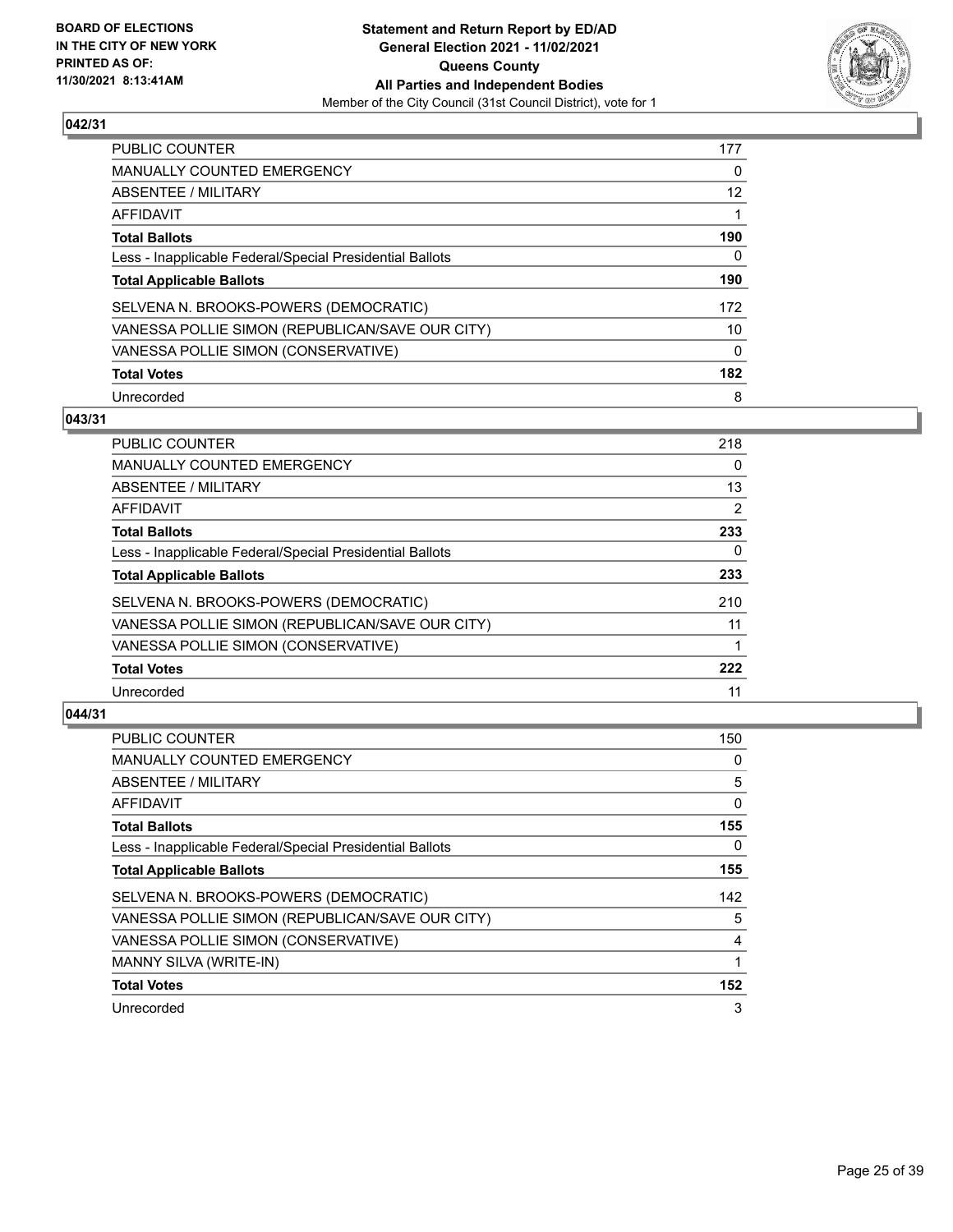**BOARD OF ELECTIONS IN THE CITY OF NEW YORK PRINTED AS OF: 11/30/2021 8:13:41AM**

**Statement and Return Report by ED/AD**
**General Election 2021 - 11/02/2021**
**Queens County**
**All Parties and Independent Bodies**
Member of the City Council (31st Council District), vote for 1

### 042/31

| | |
|---|---|
| PUBLIC COUNTER | 177 |
| MANUALLY COUNTED EMERGENCY | 0 |
| ABSENTEE / MILITARY | 12 |
| AFFIDAVIT | 1 |
| **Total Ballots** | **190** |
| Less - Inapplicable Federal/Special Presidential Ballots | 0 |
| **Total Applicable Ballots** | **190** |
| SELVENA N. BROOKS-POWERS (DEMOCRATIC) | 172 |
| VANESSA POLLIE SIMON (REPUBLICAN/SAVE OUR CITY) | 10 |
| VANESSA POLLIE SIMON (CONSERVATIVE) | 0 |
| **Total Votes** | **182** |
| Unrecorded | 8 |

### 043/31

| | |
|---|---|
| PUBLIC COUNTER | 218 |
| MANUALLY COUNTED EMERGENCY | 0 |
| ABSENTEE / MILITARY | 13 |
| AFFIDAVIT | 2 |
| **Total Ballots** | **233** |
| Less - Inapplicable Federal/Special Presidential Ballots | 0 |
| **Total Applicable Ballots** | **233** |
| SELVENA N. BROOKS-POWERS (DEMOCRATIC) | 210 |
| VANESSA POLLIE SIMON (REPUBLICAN/SAVE OUR CITY) | 11 |
| VANESSA POLLIE SIMON (CONSERVATIVE) | 1 |
| **Total Votes** | **222** |
| Unrecorded | 11 |

### 044/31

| | |
|---|---|
| PUBLIC COUNTER | 150 |
| MANUALLY COUNTED EMERGENCY | 0 |
| ABSENTEE / MILITARY | 5 |
| AFFIDAVIT | 0 |
| **Total Ballots** | **155** |
| Less - Inapplicable Federal/Special Presidential Ballots | 0 |
| **Total Applicable Ballots** | **155** |
| SELVENA N. BROOKS-POWERS (DEMOCRATIC) | 142 |
| VANESSA POLLIE SIMON (REPUBLICAN/SAVE OUR CITY) | 5 |
| VANESSA POLLIE SIMON (CONSERVATIVE) | 4 |
| MANNY SILVA (WRITE-IN) | 1 |
| **Total Votes** | **152** |
| Unrecorded | 3 |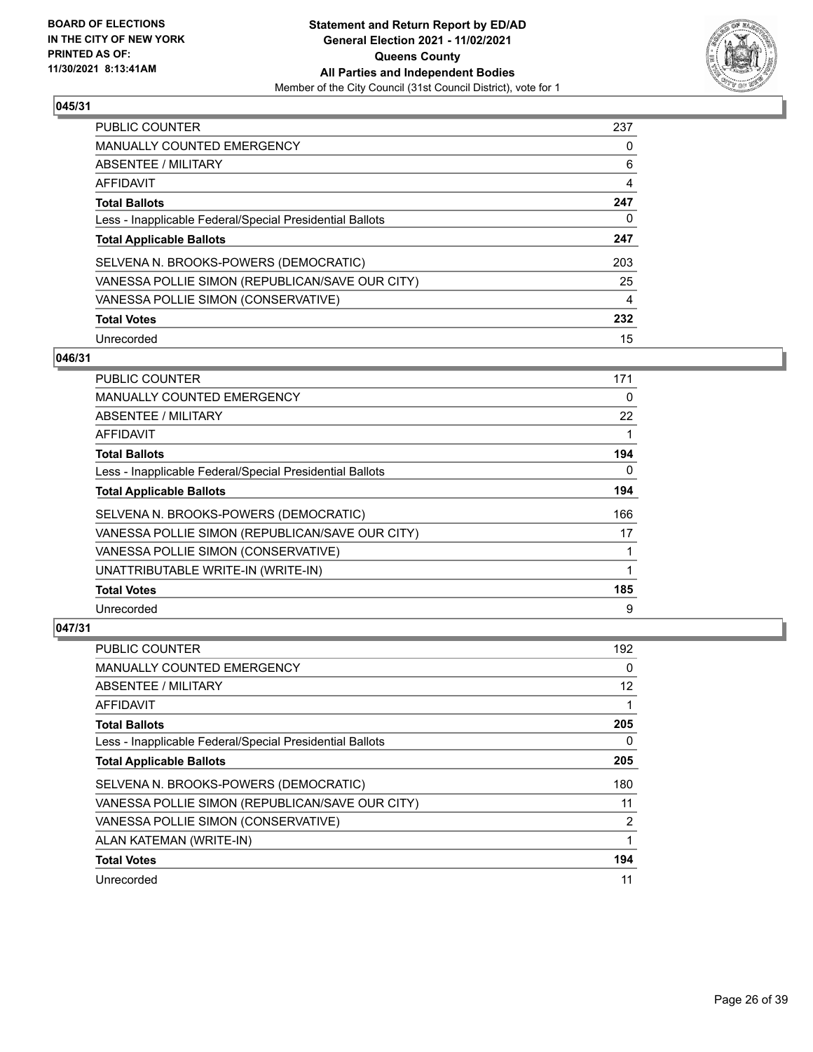**BOARD OF ELECTIONS IN THE CITY OF NEW YORK PRINTED AS OF: 11/30/2021 8:13:41AM**

**Statement and Return Report by ED/AD General Election 2021 - 11/02/2021 Queens County All Parties and Independent Bodies**

Member of the City Council (31st Council District), vote for 1

### 045/31

| | |
|---|---|
| PUBLIC COUNTER | 237 |
| MANUALLY COUNTED EMERGENCY | 0 |
| ABSENTEE / MILITARY | 6 |
| AFFIDAVIT | 4 |
| **Total Ballots** | **247** |
| Less - Inapplicable Federal/Special Presidential Ballots | 0 |
| **Total Applicable Ballots** | **247** |
| SELVENA N. BROOKS-POWERS (DEMOCRATIC) | 203 |
| VANESSA POLLIE SIMON (REPUBLICAN/SAVE OUR CITY) | 25 |
| VANESSA POLLIE SIMON (CONSERVATIVE) | 4 |
| **Total Votes** | **232** |
| Unrecorded | 15 |

### 046/31

| | |
|---|---|
| PUBLIC COUNTER | 171 |
| MANUALLY COUNTED EMERGENCY | 0 |
| ABSENTEE / MILITARY | 22 |
| AFFIDAVIT | 1 |
| **Total Ballots** | **194** |
| Less - Inapplicable Federal/Special Presidential Ballots | 0 |
| **Total Applicable Ballots** | **194** |
| SELVENA N. BROOKS-POWERS (DEMOCRATIC) | 166 |
| VANESSA POLLIE SIMON (REPUBLICAN/SAVE OUR CITY) | 17 |
| VANESSA POLLIE SIMON (CONSERVATIVE) | 1 |
| UNATTRIBUTABLE WRITE-IN (WRITE-IN) | 1 |
| **Total Votes** | **185** |
| Unrecorded | 9 |

### 047/31

| | |
|---|---|
| PUBLIC COUNTER | 192 |
| MANUALLY COUNTED EMERGENCY | 0 |
| ABSENTEE / MILITARY | 12 |
| AFFIDAVIT | 1 |
| **Total Ballots** | **205** |
| Less - Inapplicable Federal/Special Presidential Ballots | 0 |
| **Total Applicable Ballots** | **205** |
| SELVENA N. BROOKS-POWERS (DEMOCRATIC) | 180 |
| VANESSA POLLIE SIMON (REPUBLICAN/SAVE OUR CITY) | 11 |
| VANESSA POLLIE SIMON (CONSERVATIVE) | 2 |
| ALAN KATEMAN (WRITE-IN) | 1 |
| **Total Votes** | **194** |
| Unrecorded | 11 |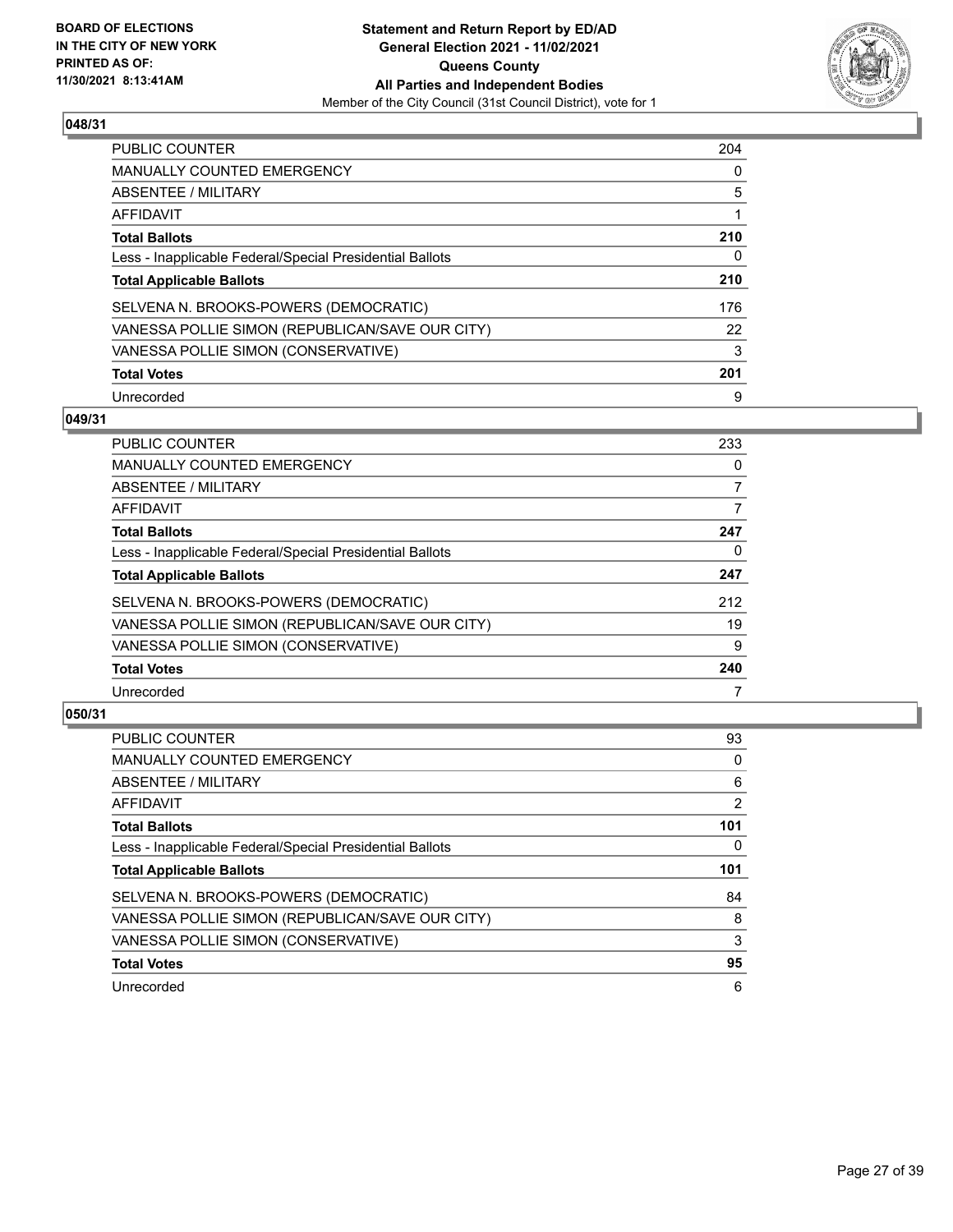BOARD OF ELECTIONS
IN THE CITY OF NEW YORK
PRINTED AS OF:
11/30/2021 8:13:41AM

**Statement and Return Report by ED/AD**
**General Election 2021 - 11/02/2021**
**Queens County**
**All Parties and Independent Bodies**
Member of the City Council (31st Council District), vote for 1

### 048/31

| | |
|---|---|
| PUBLIC COUNTER | 204 |
| MANUALLY COUNTED EMERGENCY | 0 |
| ABSENTEE / MILITARY | 5 |
| AFFIDAVIT | 1 |
| **Total Ballots** | **210** |
| Less - Inapplicable Federal/Special Presidential Ballots | 0 |
| **Total Applicable Ballots** | **210** |
| SELVENA N. BROOKS-POWERS (DEMOCRATIC) | 176 |
| VANESSA POLLIE SIMON (REPUBLICAN/SAVE OUR CITY) | 22 |
| VANESSA POLLIE SIMON (CONSERVATIVE) | 3 |
| **Total Votes** | **201** |
| Unrecorded | 9 |

### 049/31

| | |
|---|---|
| PUBLIC COUNTER | 233 |
| MANUALLY COUNTED EMERGENCY | 0 |
| ABSENTEE / MILITARY | 7 |
| AFFIDAVIT | 7 |
| **Total Ballots** | **247** |
| Less - Inapplicable Federal/Special Presidential Ballots | 0 |
| **Total Applicable Ballots** | **247** |
| SELVENA N. BROOKS-POWERS (DEMOCRATIC) | 212 |
| VANESSA POLLIE SIMON (REPUBLICAN/SAVE OUR CITY) | 19 |
| VANESSA POLLIE SIMON (CONSERVATIVE) | 9 |
| **Total Votes** | **240** |
| Unrecorded | 7 |

### 050/31

| | |
|---|---|
| PUBLIC COUNTER | 93 |
| MANUALLY COUNTED EMERGENCY | 0 |
| ABSENTEE / MILITARY | 6 |
| AFFIDAVIT | 2 |
| **Total Ballots** | **101** |
| Less - Inapplicable Federal/Special Presidential Ballots | 0 |
| **Total Applicable Ballots** | **101** |
| SELVENA N. BROOKS-POWERS (DEMOCRATIC) | 84 |
| VANESSA POLLIE SIMON (REPUBLICAN/SAVE OUR CITY) | 8 |
| VANESSA POLLIE SIMON (CONSERVATIVE) | 3 |
| **Total Votes** | **95** |
| Unrecorded | 6 |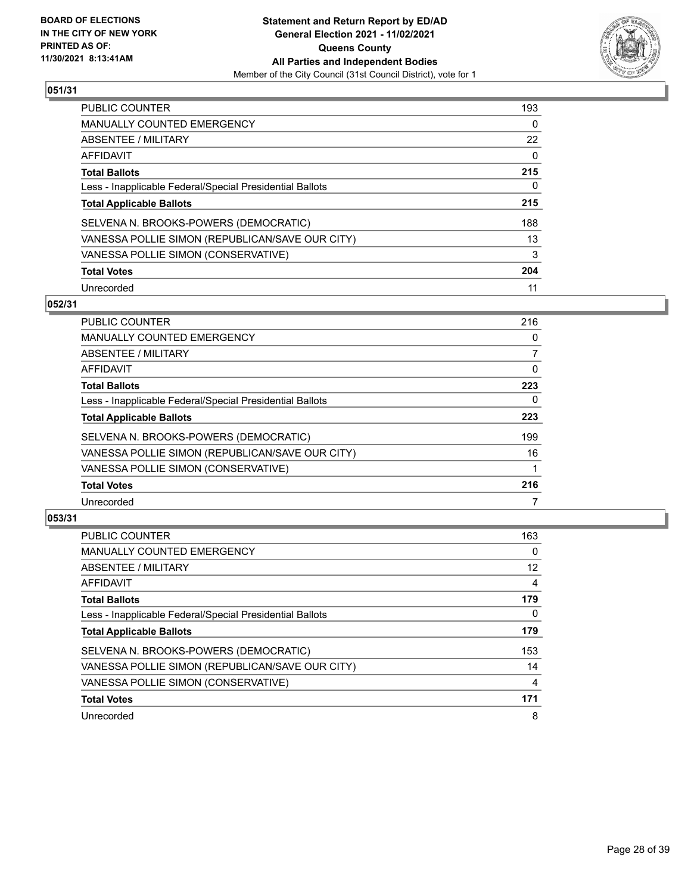BOARD OF ELECTIONS
IN THE CITY OF NEW YORK
PRINTED AS OF:
11/30/2021 8:13:41AM

**Statement and Return Report by ED/AD**
**General Election 2021 - 11/02/2021**
**Queens County**
**All Parties and Independent Bodies**
Member of the City Council (31st Council District), vote for 1

## 051/31

| | |
|---|---|
| PUBLIC COUNTER | 193 |
| MANUALLY COUNTED EMERGENCY | 0 |
| ABSENTEE / MILITARY | 22 |
| AFFIDAVIT | 0 |
| **Total Ballots** | **215** |
| Less - Inapplicable Federal/Special Presidential Ballots | 0 |
| **Total Applicable Ballots** | **215** |
| SELVENA N. BROOKS-POWERS (DEMOCRATIC) | 188 |
| VANESSA POLLIE SIMON (REPUBLICAN/SAVE OUR CITY) | 13 |
| VANESSA POLLIE SIMON (CONSERVATIVE) | 3 |
| **Total Votes** | **204** |
| Unrecorded | 11 |

## 052/31

| | |
|---|---|
| PUBLIC COUNTER | 216 |
| MANUALLY COUNTED EMERGENCY | 0 |
| ABSENTEE / MILITARY | 7 |
| AFFIDAVIT | 0 |
| **Total Ballots** | **223** |
| Less - Inapplicable Federal/Special Presidential Ballots | 0 |
| **Total Applicable Ballots** | **223** |
| SELVENA N. BROOKS-POWERS (DEMOCRATIC) | 199 |
| VANESSA POLLIE SIMON (REPUBLICAN/SAVE OUR CITY) | 16 |
| VANESSA POLLIE SIMON (CONSERVATIVE) | 1 |
| **Total Votes** | **216** |
| Unrecorded | 7 |

## 053/31

| | |
|---|---|
| PUBLIC COUNTER | 163 |
| MANUALLY COUNTED EMERGENCY | 0 |
| ABSENTEE / MILITARY | 12 |
| AFFIDAVIT | 4 |
| **Total Ballots** | **179** |
| Less - Inapplicable Federal/Special Presidential Ballots | 0 |
| **Total Applicable Ballots** | **179** |
| SELVENA N. BROOKS-POWERS (DEMOCRATIC) | 153 |
| VANESSA POLLIE SIMON (REPUBLICAN/SAVE OUR CITY) | 14 |
| VANESSA POLLIE SIMON (CONSERVATIVE) | 4 |
| **Total Votes** | **171** |
| Unrecorded | 8 |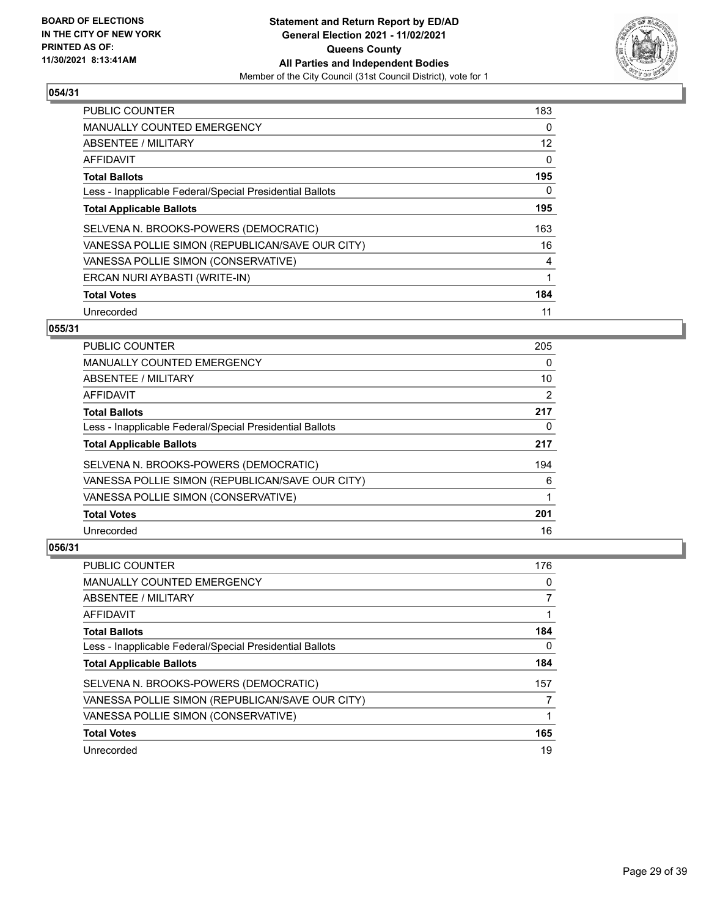**BOARD OF ELECTIONS IN THE CITY OF NEW YORK PRINTED AS OF: 11/30/2021 8:13:41AM**

**Statement and Return Report by ED/AD General Election 2021 - 11/02/2021 Queens County All Parties and Independent Bodies**

Member of the City Council (31st Council District), vote for 1

## 054/31

| | |
|---|---|
| PUBLIC COUNTER | 183 |
| MANUALLY COUNTED EMERGENCY | 0 |
| ABSENTEE / MILITARY | 12 |
| AFFIDAVIT | 0 |
| **Total Ballots** | **195** |
| Less - Inapplicable Federal/Special Presidential Ballots | 0 |
| **Total Applicable Ballots** | **195** |
| SELVENA N. BROOKS-POWERS (DEMOCRATIC) | 163 |
| VANESSA POLLIE SIMON (REPUBLICAN/SAVE OUR CITY) | 16 |
| VANESSA POLLIE SIMON (CONSERVATIVE) | 4 |
| ERCAN NURI AYBASTI (WRITE-IN) | 1 |
| **Total Votes** | **184** |
| Unrecorded | 11 |

## 055/31

| | |
|---|---|
| PUBLIC COUNTER | 205 |
| MANUALLY COUNTED EMERGENCY | 0 |
| ABSENTEE / MILITARY | 10 |
| AFFIDAVIT | 2 |
| **Total Ballots** | **217** |
| Less - Inapplicable Federal/Special Presidential Ballots | 0 |
| **Total Applicable Ballots** | **217** |
| SELVENA N. BROOKS-POWERS (DEMOCRATIC) | 194 |
| VANESSA POLLIE SIMON (REPUBLICAN/SAVE OUR CITY) | 6 |
| VANESSA POLLIE SIMON (CONSERVATIVE) | 1 |
| **Total Votes** | **201** |
| Unrecorded | 16 |

## 056/31

| | |
|---|---|
| PUBLIC COUNTER | 176 |
| MANUALLY COUNTED EMERGENCY | 0 |
| ABSENTEE / MILITARY | 7 |
| AFFIDAVIT | 1 |
| **Total Ballots** | **184** |
| Less - Inapplicable Federal/Special Presidential Ballots | 0 |
| **Total Applicable Ballots** | **184** |
| SELVENA N. BROOKS-POWERS (DEMOCRATIC) | 157 |
| VANESSA POLLIE SIMON (REPUBLICAN/SAVE OUR CITY) | 7 |
| VANESSA POLLIE SIMON (CONSERVATIVE) | 1 |
| **Total Votes** | **165** |
| Unrecorded | 19 |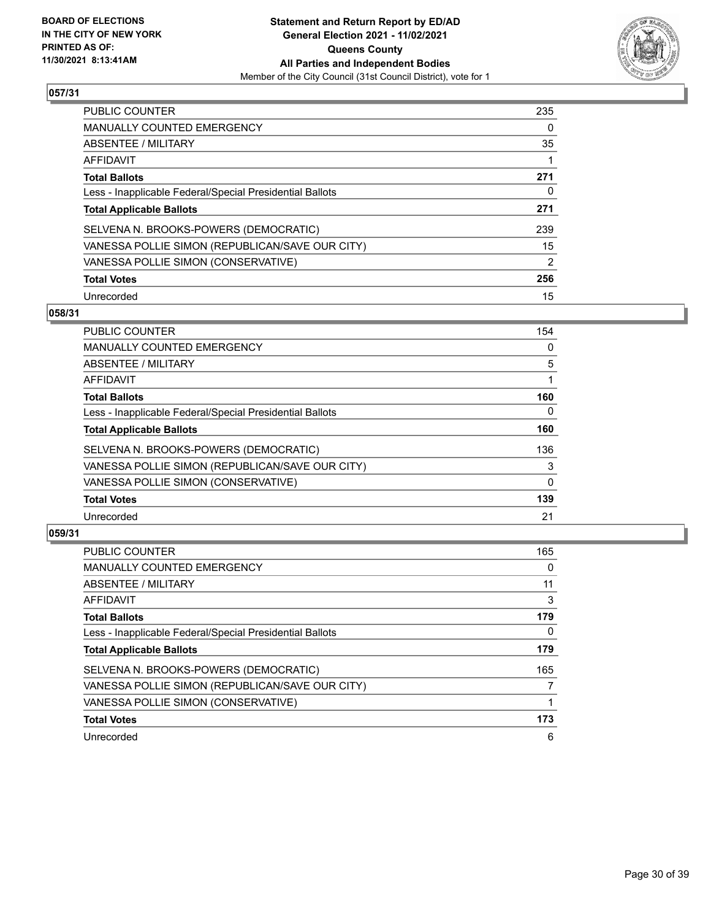## 057/31

| | |
|---|---|
| PUBLIC COUNTER | 235 |
| MANUALLY COUNTED EMERGENCY | 0 |
| ABSENTEE / MILITARY | 35 |
| AFFIDAVIT | 1 |
| **Total Ballots** | **271** |
| Less - Inapplicable Federal/Special Presidential Ballots | 0 |
| **Total Applicable Ballots** | **271** |
| SELVENA N. BROOKS-POWERS (DEMOCRATIC) | 239 |
| VANESSA POLLIE SIMON (REPUBLICAN/SAVE OUR CITY) | 15 |
| VANESSA POLLIE SIMON (CONSERVATIVE) | 2 |
| **Total Votes** | **256** |
| Unrecorded | 15 |

## 058/31

| | |
|---|---|
| PUBLIC COUNTER | 154 |
| MANUALLY COUNTED EMERGENCY | 0 |
| ABSENTEE / MILITARY | 5 |
| AFFIDAVIT | 1 |
| **Total Ballots** | **160** |
| Less - Inapplicable Federal/Special Presidential Ballots | 0 |
| **Total Applicable Ballots** | **160** |
| SELVENA N. BROOKS-POWERS (DEMOCRATIC) | 136 |
| VANESSA POLLIE SIMON (REPUBLICAN/SAVE OUR CITY) | 3 |
| VANESSA POLLIE SIMON (CONSERVATIVE) | 0 |
| **Total Votes** | **139** |
| Unrecorded | 21 |

## 059/31

| | |
|---|---|
| PUBLIC COUNTER | 165 |
| MANUALLY COUNTED EMERGENCY | 0 |
| ABSENTEE / MILITARY | 11 |
| AFFIDAVIT | 3 |
| **Total Ballots** | **179** |
| Less - Inapplicable Federal/Special Presidential Ballots | 0 |
| **Total Applicable Ballots** | **179** |
| SELVENA N. BROOKS-POWERS (DEMOCRATIC) | 165 |
| VANESSA POLLIE SIMON (REPUBLICAN/SAVE OUR CITY) | 7 |
| VANESSA POLLIE SIMON (CONSERVATIVE) | 1 |
| **Total Votes** | **173** |
| Unrecorded | 6 |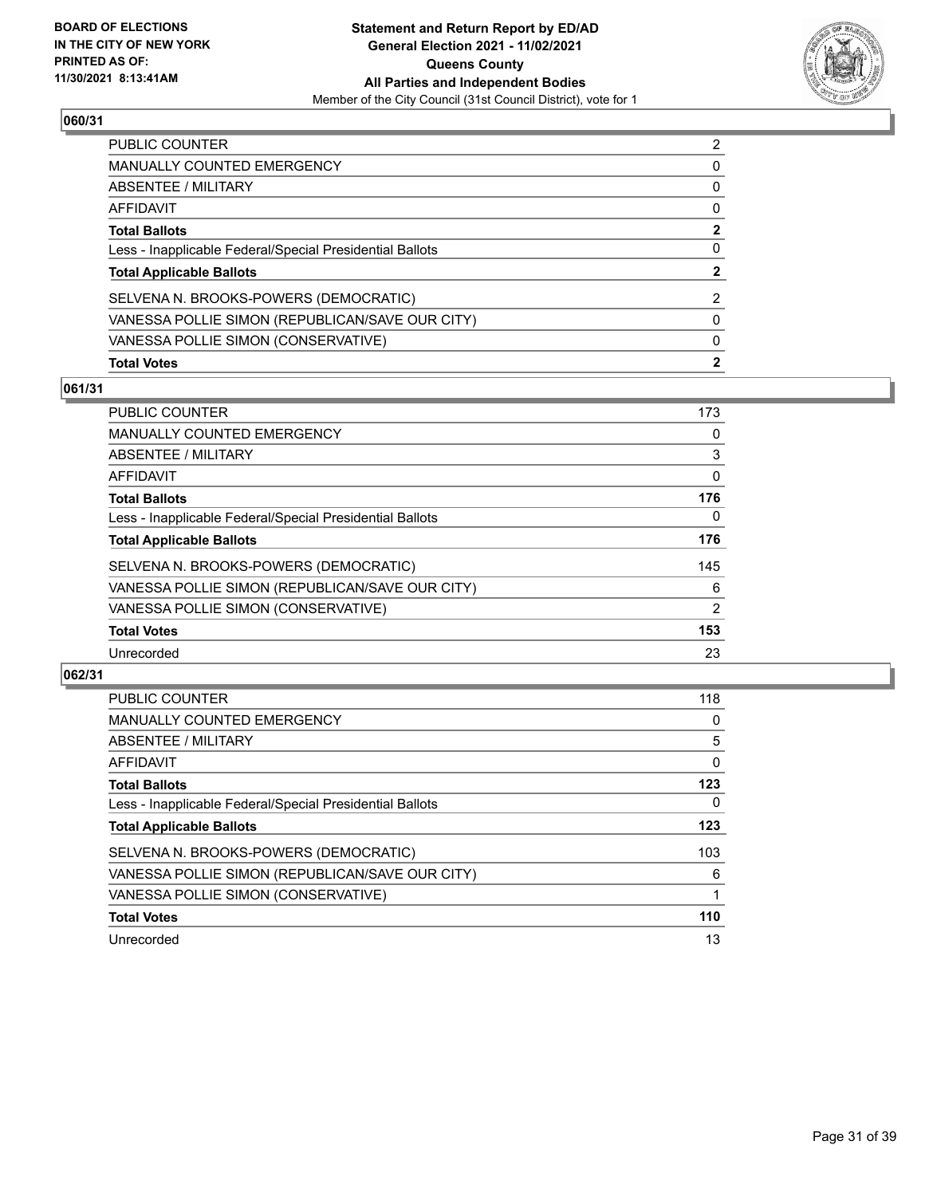### 060/31

| | |
|---|---|
| PUBLIC COUNTER | 2 |
| MANUALLY COUNTED EMERGENCY | 0 |
| ABSENTEE / MILITARY | 0 |
| AFFIDAVIT | 0 |
| **Total Ballots** | **2** |
| Less - Inapplicable Federal/Special Presidential Ballots | 0 |
| **Total Applicable Ballots** | **2** |
| SELVENA N. BROOKS-POWERS (DEMOCRATIC) | 2 |
| VANESSA POLLIE SIMON (REPUBLICAN/SAVE OUR CITY) | 0 |
| VANESSA POLLIE SIMON (CONSERVATIVE) | 0 |
| **Total Votes** | **2** |

### 061/31

| | |
|---|---|
| PUBLIC COUNTER | 173 |
| MANUALLY COUNTED EMERGENCY | 0 |
| ABSENTEE / MILITARY | 3 |
| AFFIDAVIT | 0 |
| **Total Ballots** | **176** |
| Less - Inapplicable Federal/Special Presidential Ballots | 0 |
| **Total Applicable Ballots** | **176** |
| SELVENA N. BROOKS-POWERS (DEMOCRATIC) | 145 |
| VANESSA POLLIE SIMON (REPUBLICAN/SAVE OUR CITY) | 6 |
| VANESSA POLLIE SIMON (CONSERVATIVE) | 2 |
| **Total Votes** | **153** |
| Unrecorded | 23 |

### 062/31

| | |
|---|---|
| PUBLIC COUNTER | 118 |
| MANUALLY COUNTED EMERGENCY | 0 |
| ABSENTEE / MILITARY | 5 |
| AFFIDAVIT | 0 |
| **Total Ballots** | **123** |
| Less - Inapplicable Federal/Special Presidential Ballots | 0 |
| **Total Applicable Ballots** | **123** |
| SELVENA N. BROOKS-POWERS (DEMOCRATIC) | 103 |
| VANESSA POLLIE SIMON (REPUBLICAN/SAVE OUR CITY) | 6 |
| VANESSA POLLIE SIMON (CONSERVATIVE) | 1 |
| **Total Votes** | **110** |
| Unrecorded | 13 |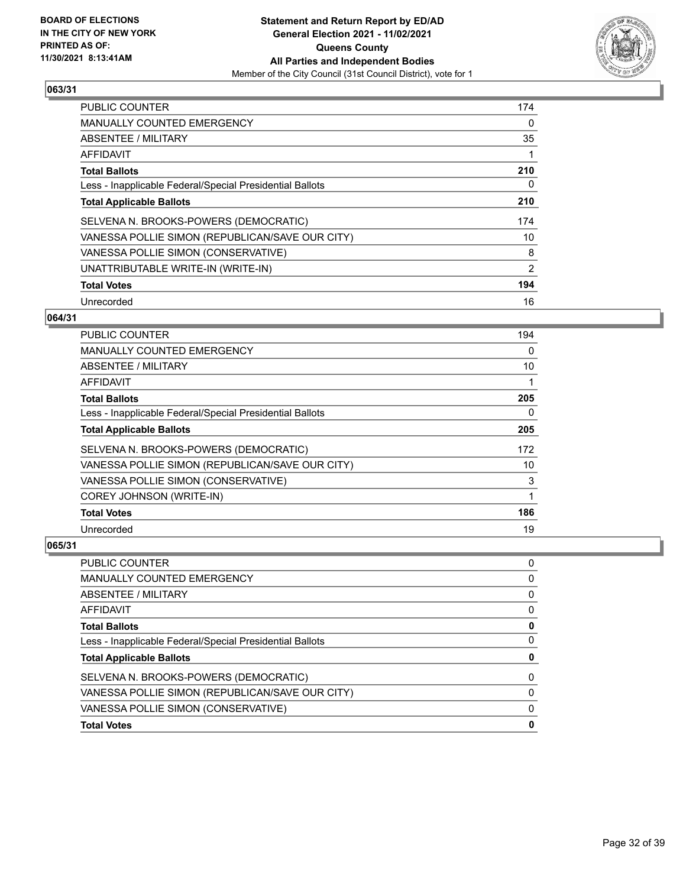BOARD OF ELECTIONS
IN THE CITY OF NEW YORK
PRINTED AS OF:
11/30/2021 8:13:41AM

**Statement and Return Report by ED/AD**
**General Election 2021 - 11/02/2021**
**Queens County**
**All Parties and Independent Bodies**
Member of the City Council (31st Council District), vote for 1

### 063/31

| | |
|---|---|
| PUBLIC COUNTER | 174 |
| MANUALLY COUNTED EMERGENCY | 0 |
| ABSENTEE / MILITARY | 35 |
| AFFIDAVIT | 1 |
| **Total Ballots** | **210** |
| Less - Inapplicable Federal/Special Presidential Ballots | 0 |
| **Total Applicable Ballots** | **210** |
| SELVENA N. BROOKS-POWERS (DEMOCRATIC) | 174 |
| VANESSA POLLIE SIMON (REPUBLICAN/SAVE OUR CITY) | 10 |
| VANESSA POLLIE SIMON (CONSERVATIVE) | 8 |
| UNATTRIBUTABLE WRITE-IN (WRITE-IN) | 2 |
| **Total Votes** | **194** |
| Unrecorded | 16 |

### 064/31

| | |
|---|---|
| PUBLIC COUNTER | 194 |
| MANUALLY COUNTED EMERGENCY | 0 |
| ABSENTEE / MILITARY | 10 |
| AFFIDAVIT | 1 |
| **Total Ballots** | **205** |
| Less - Inapplicable Federal/Special Presidential Ballots | 0 |
| **Total Applicable Ballots** | **205** |
| SELVENA N. BROOKS-POWERS (DEMOCRATIC) | 172 |
| VANESSA POLLIE SIMON (REPUBLICAN/SAVE OUR CITY) | 10 |
| VANESSA POLLIE SIMON (CONSERVATIVE) | 3 |
| COREY JOHNSON (WRITE-IN) | 1 |
| **Total Votes** | **186** |
| Unrecorded | 19 |

### 065/31

| | |
|---|---|
| PUBLIC COUNTER | 0 |
| MANUALLY COUNTED EMERGENCY | 0 |
| ABSENTEE / MILITARY | 0 |
| AFFIDAVIT | 0 |
| **Total Ballots** | **0** |
| Less - Inapplicable Federal/Special Presidential Ballots | 0 |
| **Total Applicable Ballots** | **0** |
| SELVENA N. BROOKS-POWERS (DEMOCRATIC) | 0 |
| VANESSA POLLIE SIMON (REPUBLICAN/SAVE OUR CITY) | 0 |
| VANESSA POLLIE SIMON (CONSERVATIVE) | 0 |
| **Total Votes** | **0** |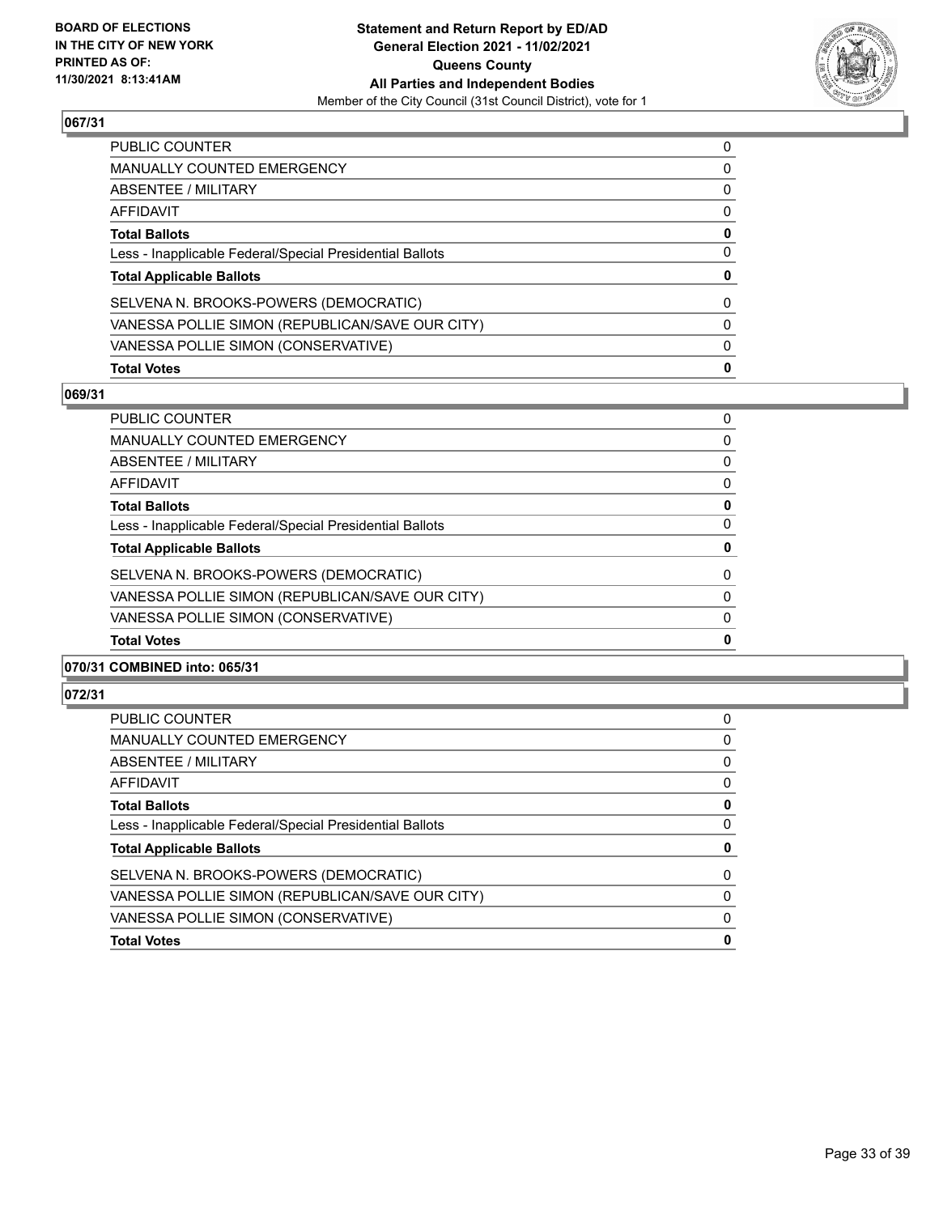## 067/31

| | |
|---|---|
| PUBLIC COUNTER | 0 |
| MANUALLY COUNTED EMERGENCY | 0 |
| ABSENTEE / MILITARY | 0 |
| AFFIDAVIT | 0 |
| **Total Ballots** | **0** |
| Less - Inapplicable Federal/Special Presidential Ballots | 0 |
| **Total Applicable Ballots** | **0** |
| SELVENA N. BROOKS-POWERS (DEMOCRATIC) | 0 |
| VANESSA POLLIE SIMON (REPUBLICAN/SAVE OUR CITY) | 0 |
| VANESSA POLLIE SIMON (CONSERVATIVE) | 0 |
| **Total Votes** | **0** |

## 069/31

| | |
|---|---|
| PUBLIC COUNTER | 0 |
| MANUALLY COUNTED EMERGENCY | 0 |
| ABSENTEE / MILITARY | 0 |
| AFFIDAVIT | 0 |
| **Total Ballots** | **0** |
| Less - Inapplicable Federal/Special Presidential Ballots | 0 |
| **Total Applicable Ballots** | **0** |
| SELVENA N. BROOKS-POWERS (DEMOCRATIC) | 0 |
| VANESSA POLLIE SIMON (REPUBLICAN/SAVE OUR CITY) | 0 |
| VANESSA POLLIE SIMON (CONSERVATIVE) | 0 |
| **Total Votes** | **0** |

## 070/31 COMBINED into: 065/31

## 072/31

| | |
|---|---|
| PUBLIC COUNTER | 0 |
| MANUALLY COUNTED EMERGENCY | 0 |
| ABSENTEE / MILITARY | 0 |
| AFFIDAVIT | 0 |
| **Total Ballots** | **0** |
| Less - Inapplicable Federal/Special Presidential Ballots | 0 |
| **Total Applicable Ballots** | **0** |
| SELVENA N. BROOKS-POWERS (DEMOCRATIC) | 0 |
| VANESSA POLLIE SIMON (REPUBLICAN/SAVE OUR CITY) | 0 |
| VANESSA POLLIE SIMON (CONSERVATIVE) | 0 |
| **Total Votes** | **0** |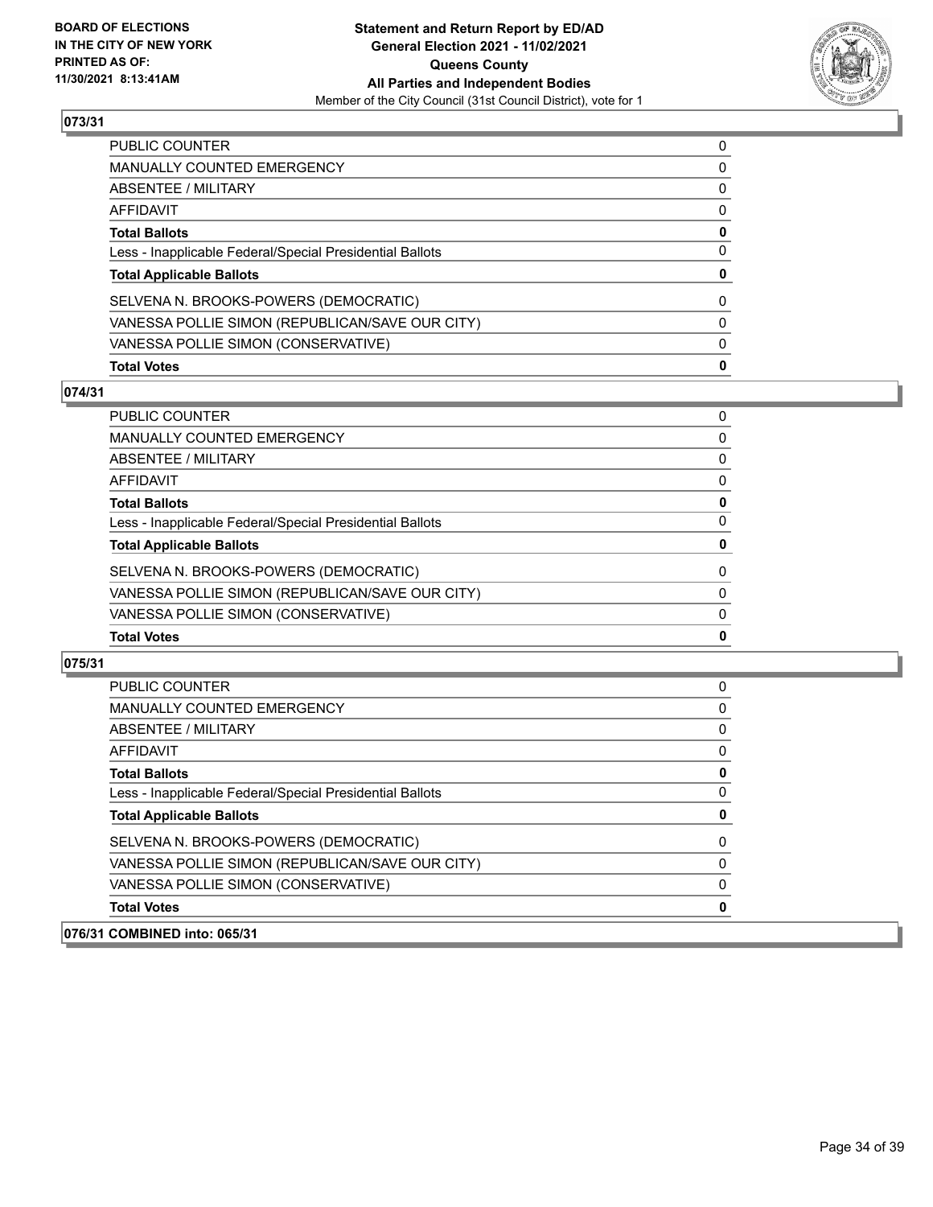### 073/31

| | |
|---|---|
| PUBLIC COUNTER | 0 |
| MANUALLY COUNTED EMERGENCY | 0 |
| ABSENTEE / MILITARY | 0 |
| AFFIDAVIT | 0 |
| **Total Ballots** | **0** |
| Less - Inapplicable Federal/Special Presidential Ballots | 0 |
| **Total Applicable Ballots** | **0** |
| SELVENA N. BROOKS-POWERS (DEMOCRATIC) | 0 |
| VANESSA POLLIE SIMON (REPUBLICAN/SAVE OUR CITY) | 0 |
| VANESSA POLLIE SIMON (CONSERVATIVE) | 0 |
| **Total Votes** | **0** |

### 074/31

| | |
|---|---|
| PUBLIC COUNTER | 0 |
| MANUALLY COUNTED EMERGENCY | 0 |
| ABSENTEE / MILITARY | 0 |
| AFFIDAVIT | 0 |
| **Total Ballots** | **0** |
| Less - Inapplicable Federal/Special Presidential Ballots | 0 |
| **Total Applicable Ballots** | **0** |
| SELVENA N. BROOKS-POWERS (DEMOCRATIC) | 0 |
| VANESSA POLLIE SIMON (REPUBLICAN/SAVE OUR CITY) | 0 |
| VANESSA POLLIE SIMON (CONSERVATIVE) | 0 |
| **Total Votes** | **0** |

### 075/31

| | |
|---|---|
| PUBLIC COUNTER | 0 |
| MANUALLY COUNTED EMERGENCY | 0 |
| ABSENTEE / MILITARY | 0 |
| AFFIDAVIT | 0 |
| **Total Ballots** | **0** |
| Less - Inapplicable Federal/Special Presidential Ballots | 0 |
| **Total Applicable Ballots** | **0** |
| SELVENA N. BROOKS-POWERS (DEMOCRATIC) | 0 |
| VANESSA POLLIE SIMON (REPUBLICAN/SAVE OUR CITY) | 0 |
| VANESSA POLLIE SIMON (CONSERVATIVE) | 0 |
| **Total Votes** | **0** |

### 076/31 COMBINED into: 065/31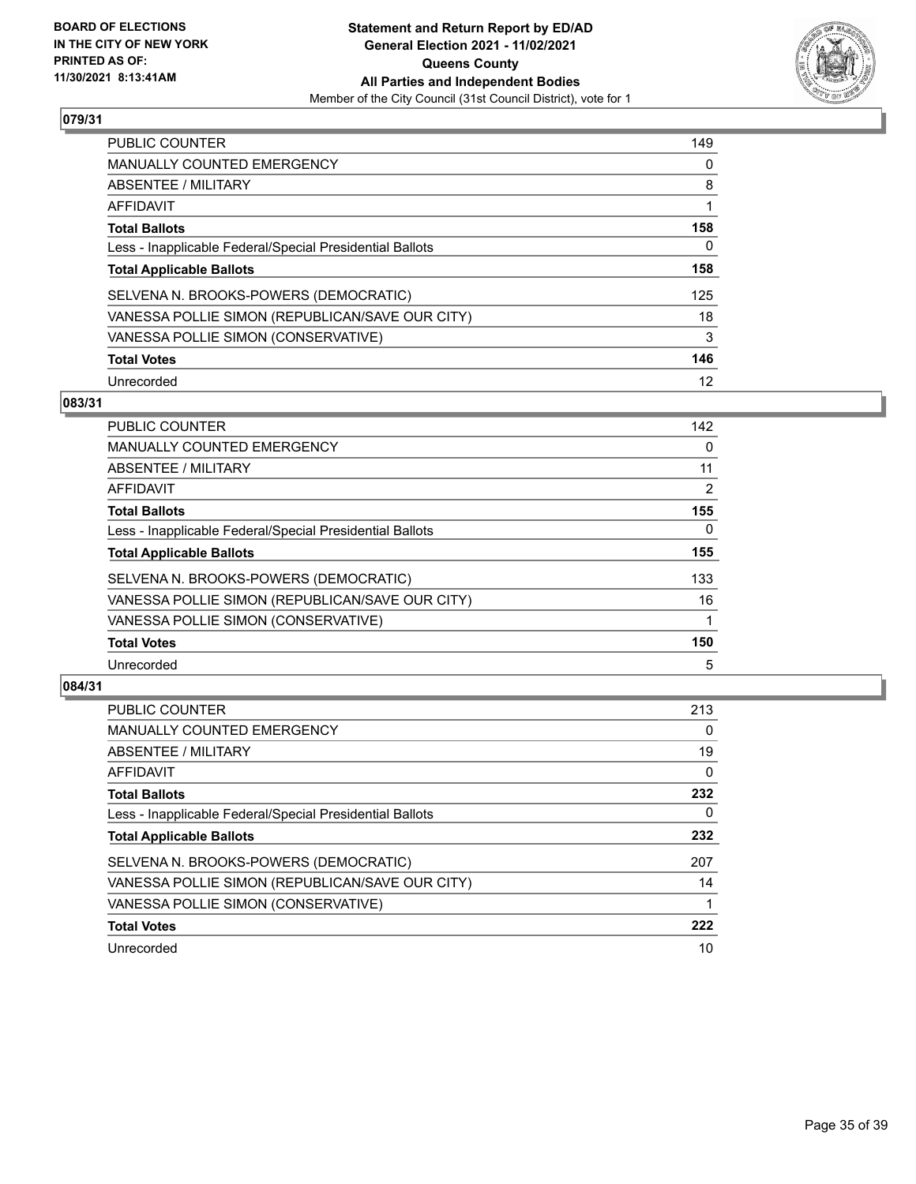BOARD OF ELECTIONS
IN THE CITY OF NEW YORK
PRINTED AS OF:
11/30/2021 8:13:41AM

**Statement and Return Report by ED/AD**
**General Election 2021 - 11/02/2021**
**Queens County**
**All Parties and Independent Bodies**
Member of the City Council (31st Council District), vote for 1

### 079/31

| | |
|---|---|
| PUBLIC COUNTER | 149 |
| MANUALLY COUNTED EMERGENCY | 0 |
| ABSENTEE / MILITARY | 8 |
| AFFIDAVIT | 1 |
| **Total Ballots** | **158** |
| Less - Inapplicable Federal/Special Presidential Ballots | 0 |
| **Total Applicable Ballots** | **158** |
| SELVENA N. BROOKS-POWERS (DEMOCRATIC) | 125 |
| VANESSA POLLIE SIMON (REPUBLICAN/SAVE OUR CITY) | 18 |
| VANESSA POLLIE SIMON (CONSERVATIVE) | 3 |
| **Total Votes** | **146** |
| Unrecorded | 12 |

### 083/31

| | |
|---|---|
| PUBLIC COUNTER | 142 |
| MANUALLY COUNTED EMERGENCY | 0 |
| ABSENTEE / MILITARY | 11 |
| AFFIDAVIT | 2 |
| **Total Ballots** | **155** |
| Less - Inapplicable Federal/Special Presidential Ballots | 0 |
| **Total Applicable Ballots** | **155** |
| SELVENA N. BROOKS-POWERS (DEMOCRATIC) | 133 |
| VANESSA POLLIE SIMON (REPUBLICAN/SAVE OUR CITY) | 16 |
| VANESSA POLLIE SIMON (CONSERVATIVE) | 1 |
| **Total Votes** | **150** |
| Unrecorded | 5 |

### 084/31

| | |
|---|---|
| PUBLIC COUNTER | 213 |
| MANUALLY COUNTED EMERGENCY | 0 |
| ABSENTEE / MILITARY | 19 |
| AFFIDAVIT | 0 |
| **Total Ballots** | **232** |
| Less - Inapplicable Federal/Special Presidential Ballots | 0 |
| **Total Applicable Ballots** | **232** |
| SELVENA N. BROOKS-POWERS (DEMOCRATIC) | 207 |
| VANESSA POLLIE SIMON (REPUBLICAN/SAVE OUR CITY) | 14 |
| VANESSA POLLIE SIMON (CONSERVATIVE) | 1 |
| **Total Votes** | **222** |
| Unrecorded | 10 |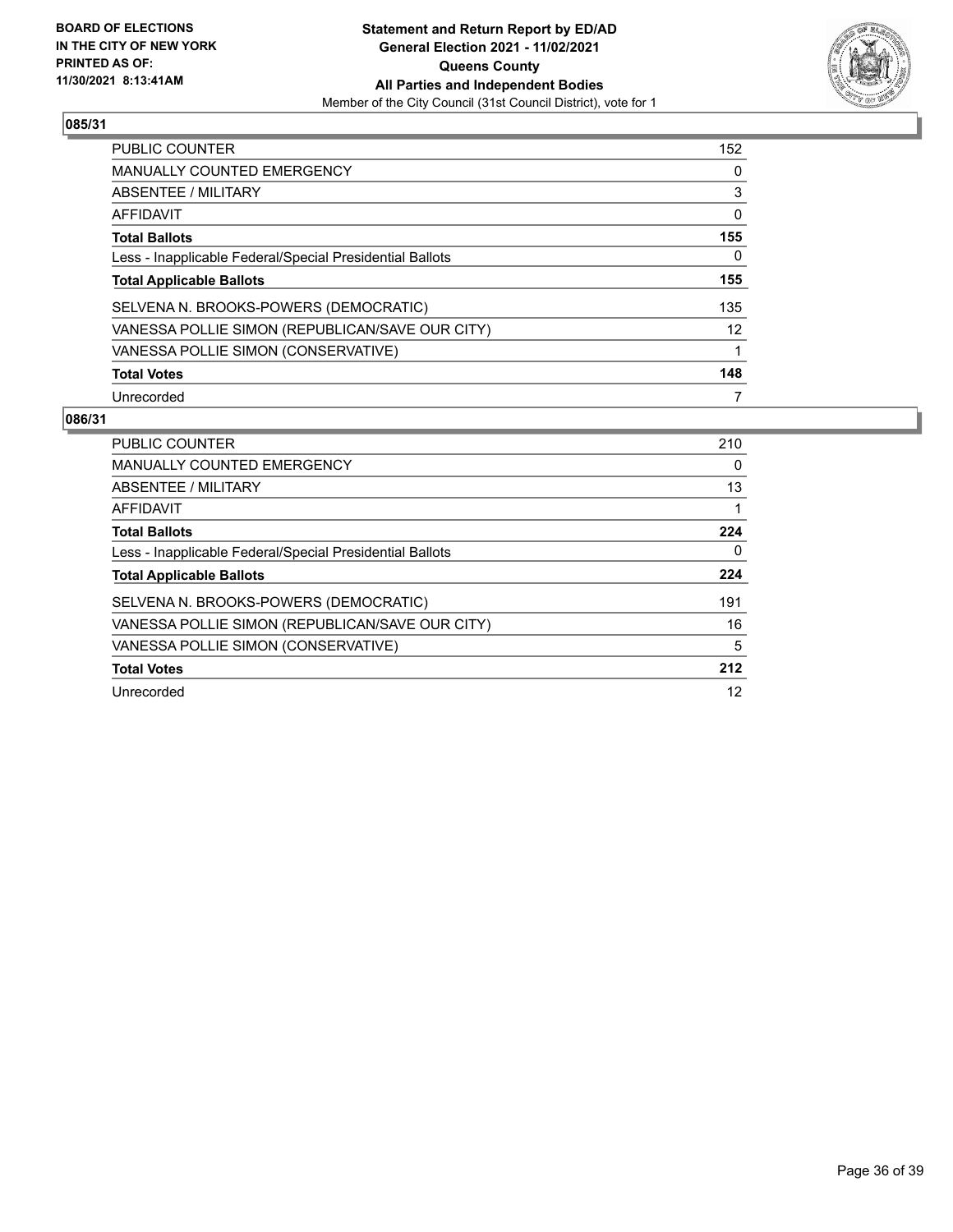**BOARD OF ELECTIONS IN THE CITY OF NEW YORK PRINTED AS OF: 11/30/2021 8:13:41AM**

**Statement and Return Report by ED/AD General Election 2021 - 11/02/2021 Queens County All Parties and Independent Bodies**

Member of the City Council (31st Council District), vote for 1

## 085/31

| | |
|---|---|
| PUBLIC COUNTER | 152 |
| MANUALLY COUNTED EMERGENCY | 0 |
| ABSENTEE / MILITARY | 3 |
| AFFIDAVIT | 0 |
| **Total Ballots** | **155** |
| Less - Inapplicable Federal/Special Presidential Ballots | 0 |
| **Total Applicable Ballots** | **155** |
| SELVENA N. BROOKS-POWERS (DEMOCRATIC) | 135 |
| VANESSA POLLIE SIMON (REPUBLICAN/SAVE OUR CITY) | 12 |
| VANESSA POLLIE SIMON (CONSERVATIVE) | 1 |
| **Total Votes** | **148** |
| Unrecorded | 7 |

## 086/31

| | |
|---|---|
| PUBLIC COUNTER | 210 |
| MANUALLY COUNTED EMERGENCY | 0 |
| ABSENTEE / MILITARY | 13 |
| AFFIDAVIT | 1 |
| **Total Ballots** | **224** |
| Less - Inapplicable Federal/Special Presidential Ballots | 0 |
| **Total Applicable Ballots** | **224** |
| SELVENA N. BROOKS-POWERS (DEMOCRATIC) | 191 |
| VANESSA POLLIE SIMON (REPUBLICAN/SAVE OUR CITY) | 16 |
| VANESSA POLLIE SIMON (CONSERVATIVE) | 5 |
| **Total Votes** | **212** |
| Unrecorded | 12 |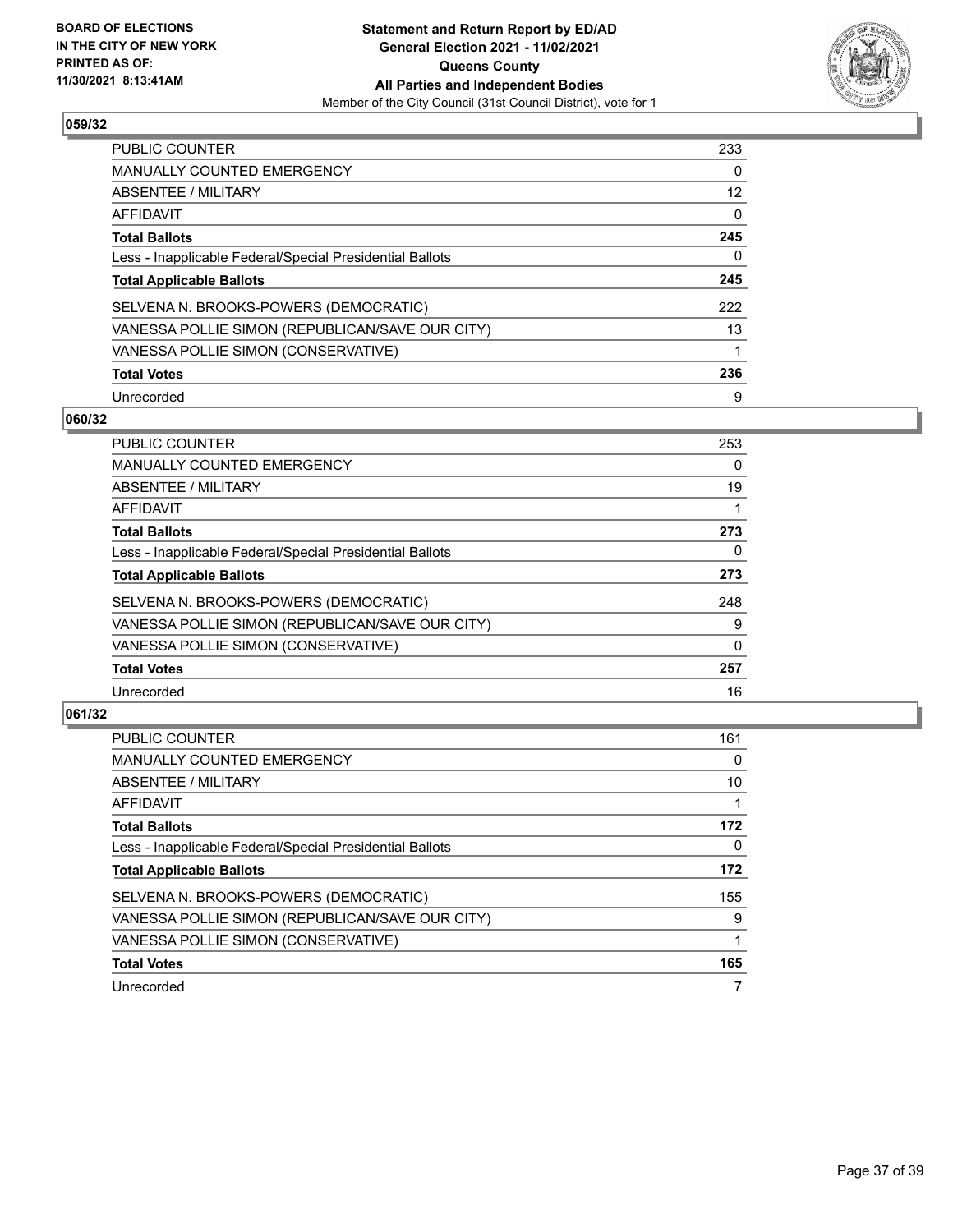**BOARD OF ELECTIONS IN THE CITY OF NEW YORK PRINTED AS OF: 11/30/2021 8:13:41AM**

**Statement and Return Report by ED/AD General Election 2021 - 11/02/2021 Queens County All Parties and Independent Bodies**
Member of the City Council (31st Council District), vote for 1

### 059/32

| | |
|---|---|
| PUBLIC COUNTER | 233 |
| MANUALLY COUNTED EMERGENCY | 0 |
| ABSENTEE / MILITARY | 12 |
| AFFIDAVIT | 0 |
| **Total Ballots** | **245** |
| Less - Inapplicable Federal/Special Presidential Ballots | 0 |
| **Total Applicable Ballots** | **245** |
| SELVENA N. BROOKS-POWERS (DEMOCRATIC) | 222 |
| VANESSA POLLIE SIMON (REPUBLICAN/SAVE OUR CITY) | 13 |
| VANESSA POLLIE SIMON (CONSERVATIVE) | 1 |
| **Total Votes** | **236** |
| Unrecorded | 9 |

### 060/32

| | |
|---|---|
| PUBLIC COUNTER | 253 |
| MANUALLY COUNTED EMERGENCY | 0 |
| ABSENTEE / MILITARY | 19 |
| AFFIDAVIT | 1 |
| **Total Ballots** | **273** |
| Less - Inapplicable Federal/Special Presidential Ballots | 0 |
| **Total Applicable Ballots** | **273** |
| SELVENA N. BROOKS-POWERS (DEMOCRATIC) | 248 |
| VANESSA POLLIE SIMON (REPUBLICAN/SAVE OUR CITY) | 9 |
| VANESSA POLLIE SIMON (CONSERVATIVE) | 0 |
| **Total Votes** | **257** |
| Unrecorded | 16 |

### 061/32

| | |
|---|---|
| PUBLIC COUNTER | 161 |
| MANUALLY COUNTED EMERGENCY | 0 |
| ABSENTEE / MILITARY | 10 |
| AFFIDAVIT | 1 |
| **Total Ballots** | **172** |
| Less - Inapplicable Federal/Special Presidential Ballots | 0 |
| **Total Applicable Ballots** | **172** |
| SELVENA N. BROOKS-POWERS (DEMOCRATIC) | 155 |
| VANESSA POLLIE SIMON (REPUBLICAN/SAVE OUR CITY) | 9 |
| VANESSA POLLIE SIMON (CONSERVATIVE) | 1 |
| **Total Votes** | **165** |
| Unrecorded | 7 |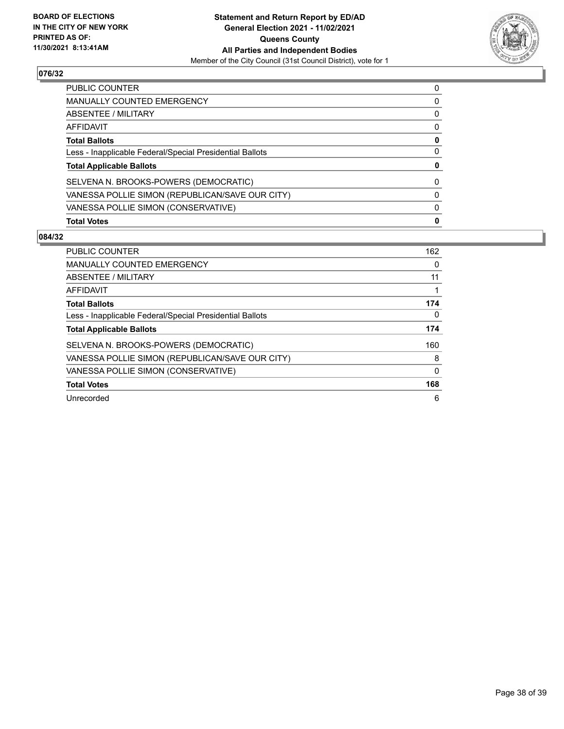## 076/32

| | |
|---|---|
| PUBLIC COUNTER | 0 |
| MANUALLY COUNTED EMERGENCY | 0 |
| ABSENTEE / MILITARY | 0 |
| AFFIDAVIT | 0 |
| **Total Ballots** | **0** |
| Less - Inapplicable Federal/Special Presidential Ballots | 0 |
| **Total Applicable Ballots** | **0** |
| SELVENA N. BROOKS-POWERS (DEMOCRATIC) | 0 |
| VANESSA POLLIE SIMON (REPUBLICAN/SAVE OUR CITY) | 0 |
| VANESSA POLLIE SIMON (CONSERVATIVE) | 0 |
| **Total Votes** | **0** |

## 084/32

| | |
|---|---|
| PUBLIC COUNTER | 162 |
| MANUALLY COUNTED EMERGENCY | 0 |
| ABSENTEE / MILITARY | 11 |
| AFFIDAVIT | 1 |
| **Total Ballots** | **174** |
| Less - Inapplicable Federal/Special Presidential Ballots | 0 |
| **Total Applicable Ballots** | **174** |
| SELVENA N. BROOKS-POWERS (DEMOCRATIC) | 160 |
| VANESSA POLLIE SIMON (REPUBLICAN/SAVE OUR CITY) | 8 |
| VANESSA POLLIE SIMON (CONSERVATIVE) | 0 |
| **Total Votes** | **168** |
| Unrecorded | 6 |